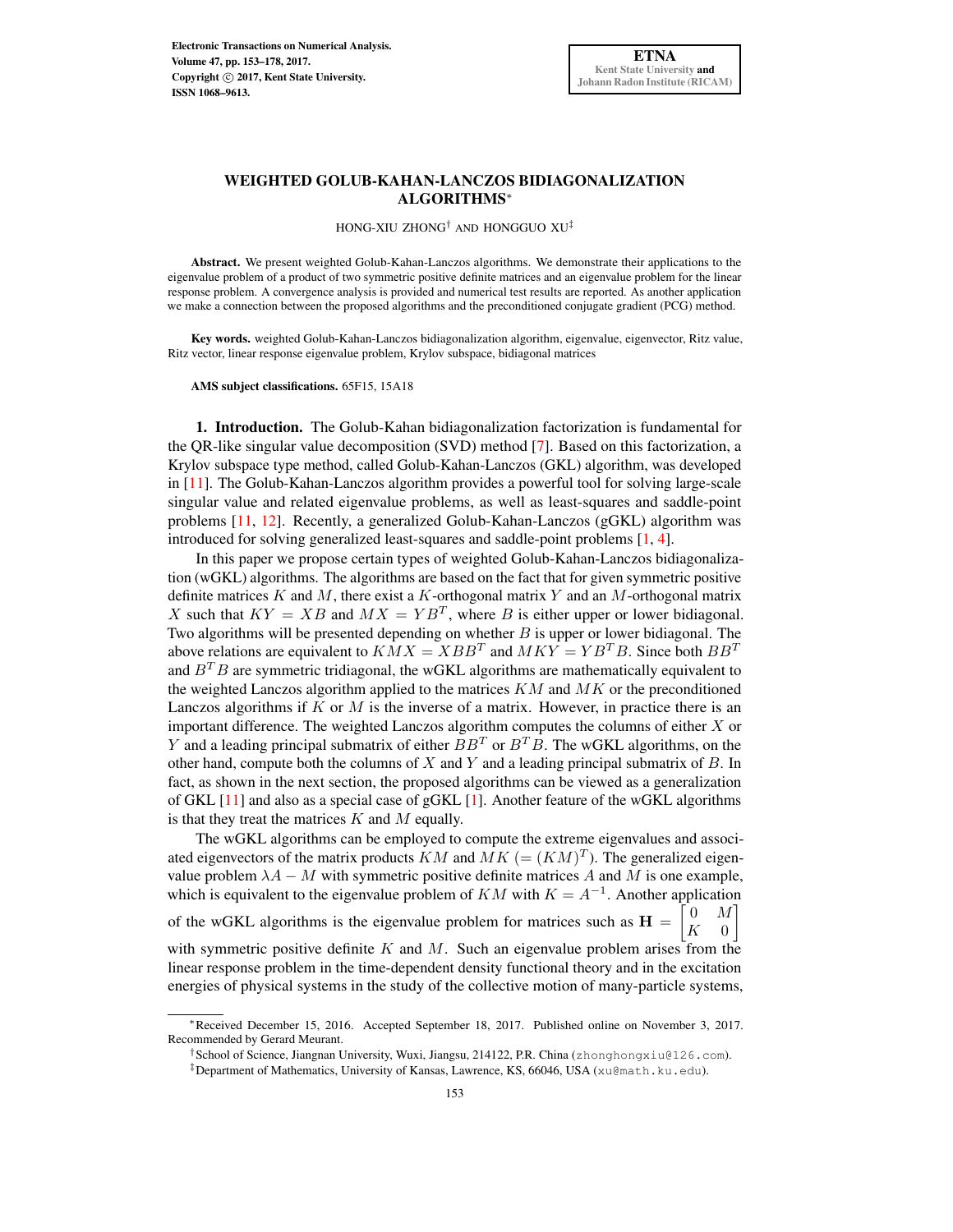# WEIGHTED GOLUB-KAHAN-LANCZOS BIDIAGONALIZATION ALGORITHMS*

HONG-XIU ZHONG† AND HONGGUO XU‡

**Abstract.** We present weighted Golub-Kahan-Lanczos algorithms. We demonstrate their applications to the eigenvalue problem of a product of two symmetric positive definite matrices and an eigenvalue problem for the linear response problem. A convergence analysis is provided and numerical test results are reported. As another application we make a connection between the proposed algorithms and the preconditioned conjugate gradient (PCG) method.

**Key words.** weighted Golub-Kahan-Lanczos bidiagonalization algorithm, eigenvalue, eigenvector, Ritz value, Ritz vector, linear response eigenvalue problem, Krylov subspace, bidiagonal matrices

**AMS subject classifications.** 65F15, 15A18

## 1. Introduction.

The Golub-Kahan bidiagonalization factorization is fundamental for the QR-like singular value decomposition (SVD) method [7]. Based on this factorization, a Krylov subspace type method, called Golub-Kahan-Lanczos (GKL) algorithm, was developed in [11]. The Golub-Kahan-Lanczos algorithm provides a powerful tool for solving large-scale singular value and related eigenvalue problems, as well as least-squares and saddle-point problems [11, 12]. Recently, a generalized Golub-Kahan-Lanczos (gGKL) algorithm was introduced for solving generalized least-squares and saddle-point problems [1, 4].

In this paper we propose certain types of weighted Golub-Kahan-Lanczos bidiagonalization (wGKL) algorithms. The algorithms are based on the fact that for given symmetric positive definite matrices $K$ and $M$, there exist a $K$-orthogonal matrix $Y$ and an $M$-orthogonal matrix $X$ such that $KY = XB$ and $MX = YB^T$, where $B$ is either upper or lower bidiagonal. Two algorithms will be presented depending on whether $B$ is upper or lower bidiagonal. The above relations are equivalent to $KMX = XBB^T$ and $MKY = YB^TB$. Since both $BB^T$ and $B^TB$ are symmetric tridiagonal, the wGKL algorithms are mathematically equivalent to the weighted Lanczos algorithm applied to the matrices $KM$ and $MK$ or the preconditioned Lanczos algorithms if $K$ or $M$ is the inverse of a matrix. However, in practice there is an important difference. The weighted Lanczos algorithm computes the columns of either $X$ or $Y$ and a leading principal submatrix of either $BB^T$ or $B^TB$. The wGKL algorithms, on the other hand, compute both the columns of $X$ and $Y$ and a leading principal submatrix of $B$. In fact, as shown in the next section, the proposed algorithms can be viewed as a generalization of GKL [11] and also as a special case of gGKL [1]. Another feature of the wGKL algorithms is that they treat the matrices $K$ and $M$ equally.

The wGKL algorithms can be employed to compute the extreme eigenvalues and associated eigenvectors of the matrix products $KM$ and $MK$ $(= (KM)^T)$. The generalized eigenvalue problem $\lambda A - M$ with symmetric positive definite matrices $A$ and $M$ is one example, which is equivalent to the eigenvalue problem of $KM$ with $K = A^{-1}$. Another application of the wGKL algorithms is the eigenvalue problem for matrices such as $\mathbf{H} = \begin{bmatrix} 0 & M \\ K & 0 \end{bmatrix}$ with symmetric positive definite $K$ and $M$. Such an eigenvalue problem arises from the linear response problem in the time-dependent density functional theory and in the excitation energies of physical systems in the study of the collective motion of many-particle systems,

---

*Received December 15, 2016. Accepted September 18, 2017. Published online on November 3, 2017. Recommended by Gerard Meurant.

†School of Science, Jiangnan University, Wuxi, Jiangsu, 214122, P.R. China (zhonghongxiu@126.com).

‡Department of Mathematics, University of Kansas, Lawrence, KS, 66046, USA (xu@math.ku.edu).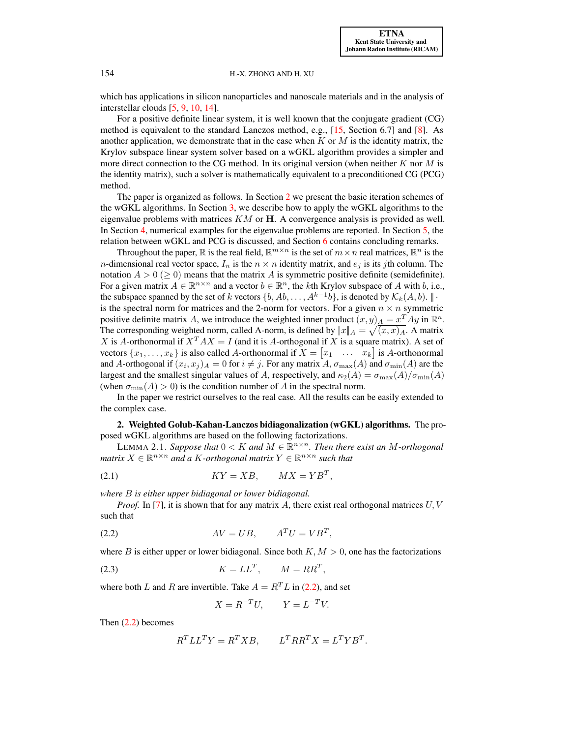which has applications in silicon nanoparticles and nanoscale materials and in the analysis of interstellar clouds [5, 9, 10, 14].

For a positive definite linear system, it is well known that the conjugate gradient (CG) method is equivalent to the standard Lanczos method, e.g., [15, Section 6.7] and [8]. As another application, we demonstrate that in the case when $K$ or $M$ is the identity matrix, the Krylov subspace linear system solver based on a wGKL algorithm provides a simpler and more direct connection to the CG method. In its original version (when neither $K$ nor $M$ is the identity matrix), such a solver is mathematically equivalent to a preconditioned CG (PCG) method.

The paper is organized as follows. In Section 2 we present the basic iteration schemes of the wGKL algorithms. In Section 3, we describe how to apply the wGKL algorithms to the eigenvalue problems with matrices $KM$ or $\mathbf{H}$. A convergence analysis is provided as well. In Section 4, numerical examples for the eigenvalue problems are reported. In Section 5, the relation between wGKL and PCG is discussed, and Section 6 contains concluding remarks.

Throughout the paper, $\mathbb{R}$ is the real field, $\mathbb{R}^{m\times n}$ is the set of $m \times n$ real matrices, $\mathbb{R}^n$ is the $n$-dimensional real vector space, $I_n$ is the $n \times n$ identity matrix, and $e_j$ is its $j$th column. The notation $A > 0$ $(\geq 0)$ means that the matrix $A$ is symmetric positive definite (semidefinite). For a given matrix $A \in \mathbb{R}^{n\times n}$ and a vector $b \in \mathbb{R}^n$, the $k$th Krylov subspace of $A$ with $b$, i.e., the subspace spanned by the set of $k$ vectors $\{b, Ab, \ldots, A^{k-1}b\}$, is denoted by $\mathcal{K}_k(A, b)$. $\|\cdot\|$ is the spectral norm for matrices and the 2-norm for vectors. For a given $n \times n$ symmetric positive definite matrix $A$, we introduce the weighted inner product $(x, y)_A = x^T Ay$ in $\mathbb{R}^n$. The corresponding weighted norm, called A-norm, is defined by $\|x\|_A = \sqrt{(x, x)_A}$. A matrix $X$ is $A$-orthonormal if $X^T AX = I$ (and it is $A$-orthogonal if $X$ is a square matrix). A set of vectors $\{x_1, \ldots, x_k\}$ is also called $A$-orthonormal if $X = \begin{bmatrix} x_1 & \ldots & x_k \end{bmatrix}$ is $A$-orthonormal and $A$-orthogonal if $(x_i, x_j)_A = 0$ for $i \neq j$. For any matrix $A$, $\sigma_{\max}(A)$ and $\sigma_{\min}(A)$ are the largest and the smallest singular values of $A$, respectively, and $\kappa_2(A) = \sigma_{\max}(A)/\sigma_{\min}(A)$ (when $\sigma_{\min}(A) > 0$) is the condition number of $A$ in the spectral norm.

In the paper we restrict ourselves to the real case. All the results can be easily extended to the complex case.

## 2. Weighted Golub-Kahan-Lanczos bidiagonalization (wGKL) algorithms.

The proposed wGKL algorithms are based on the following factorizations.

LEMMA 2.1. *Suppose that $0 < K$ and $M \in \mathbb{R}^{n\times n}$. Then there exist an $M$-orthogonal matrix $X \in \mathbb{R}^{n\times n}$ and a $K$-orthogonal matrix $Y \in \mathbb{R}^{n\times n}$ such that*

$$KY = XB, \qquad MX = YB^T, \tag{2.1}$$

*where $B$ is either upper bidiagonal or lower bidiagonal.*

*Proof.* In [7], it is shown that for any matrix $A$, there exist real orthogonal matrices $U, V$ such that

$$AV = UB, \qquad A^T U = VB^T, \tag{2.2}$$

where $B$ is either upper or lower bidiagonal. Since both $K, M > 0$, one has the factorizations

$$K = LL^T, \qquad M = RR^T, \tag{2.3}$$

where both $L$ and $R$ are invertible. Take $A = R^T L$ in (2.2), and set

$$X = R^{-T}U, \qquad Y = L^{-T}V.$$

Then (2.2) becomes

$$R^T LL^T Y = R^T XB, \qquad L^T RR^T X = L^T YB^T.$$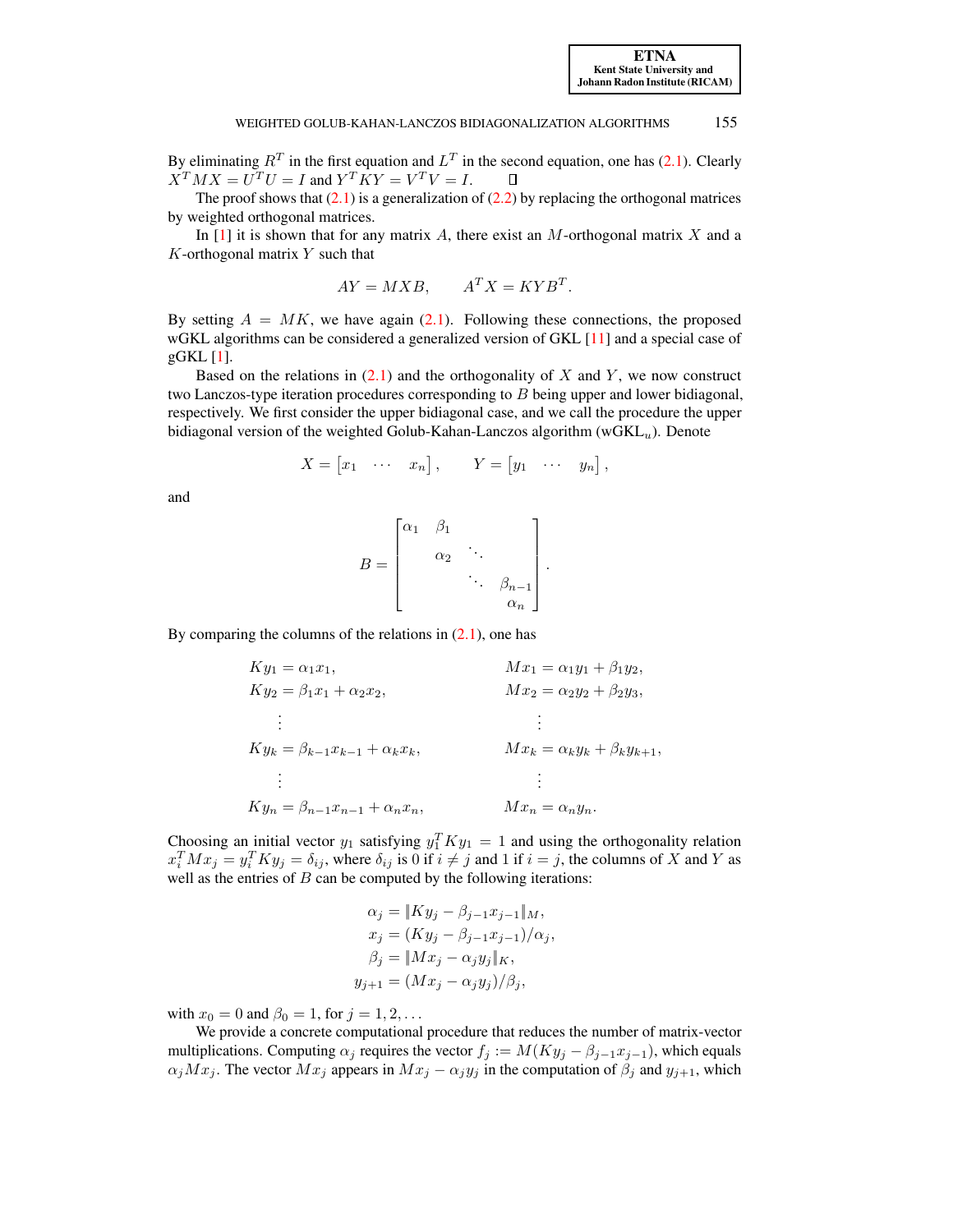By eliminating $R^T$ in the first equation and $L^T$ in the second equation, one has (2.1). Clearly $X^TMX = U^TU = I$ and $Y^TKY = V^TV = I$. $\square$

The proof shows that (2.1) is a generalization of (2.2) by replacing the orthogonal matrices by weighted orthogonal matrices.

In [1] it is shown that for any matrix $A$, there exist an $M$-orthogonal matrix $X$ and a $K$-orthogonal matrix $Y$ such that

$$AY = MXB, \qquad A^TX = KYB^T.$$

By setting $A = MK$, we have again (2.1). Following these connections, the proposed wGKL algorithms can be considered a generalized version of GKL [11] and a special case of gGKL [1].

Based on the relations in (2.1) and the orthogonality of $X$ and $Y$, we now construct two Lanczos-type iteration procedures corresponding to $B$ being upper and lower bidiagonal, respectively. We first consider the upper bidiagonal case, and we call the procedure the upper bidiagonal version of the weighted Golub-Kahan-Lanczos algorithm (wGKL$_u$). Denote

$$X = \begin{bmatrix} x_1 & \cdots & x_n \end{bmatrix}, \qquad Y = \begin{bmatrix} y_1 & \cdots & y_n \end{bmatrix},$$

and

$$B = \begin{bmatrix} \alpha_1 & \beta_1 & & \\ & \alpha_2 & \ddots & \\ & & \ddots & \beta_{n-1} \\ & & & \alpha_n \end{bmatrix}.$$

By comparing the columns of the relations in (2.1), one has

$$\begin{aligned}
Ky_1 &= \alpha_1 x_1, & Mx_1 &= \alpha_1 y_1 + \beta_1 y_2, \\
Ky_2 &= \beta_1 x_1 + \alpha_2 x_2, & Mx_2 &= \alpha_2 y_2 + \beta_2 y_3, \\
&\;\;\vdots & &\;\;\vdots \\
Ky_k &= \beta_{k-1} x_{k-1} + \alpha_k x_k, & Mx_k &= \alpha_k y_k + \beta_k y_{k+1}, \\
&\;\;\vdots & &\;\;\vdots \\
Ky_n &= \beta_{n-1} x_{n-1} + \alpha_n x_n, & Mx_n &= \alpha_n y_n.
\end{aligned}$$

Choosing an initial vector $y_1$ satisfying $y_1^T K y_1 = 1$ and using the orthogonality relation $x_i^T M x_j = y_i^T K y_j = \delta_{ij}$, where $\delta_{ij}$ is 0 if $i \neq j$ and 1 if $i = j$, the columns of $X$ and $Y$ as well as the entries of $B$ can be computed by the following iterations:

$$\begin{aligned}
\alpha_j &= \|Ky_j - \beta_{j-1} x_{j-1}\|_M, \\
x_j &= (Ky_j - \beta_{j-1} x_{j-1})/\alpha_j, \\
\beta_j &= \|Mx_j - \alpha_j y_j\|_K, \\
y_{j+1} &= (Mx_j - \alpha_j y_j)/\beta_j,
\end{aligned}$$

with $x_0 = 0$ and $\beta_0 = 1$, for $j = 1, 2, \ldots$

We provide a concrete computational procedure that reduces the number of matrix-vector multiplications. Computing $\alpha_j$ requires the vector $f_j := M(Ky_j - \beta_{j-1} x_{j-1})$, which equals $\alpha_j M x_j$. The vector $Mx_j$ appears in $Mx_j - \alpha_j y_j$ in the computation of $\beta_j$ and $y_{j+1}$, which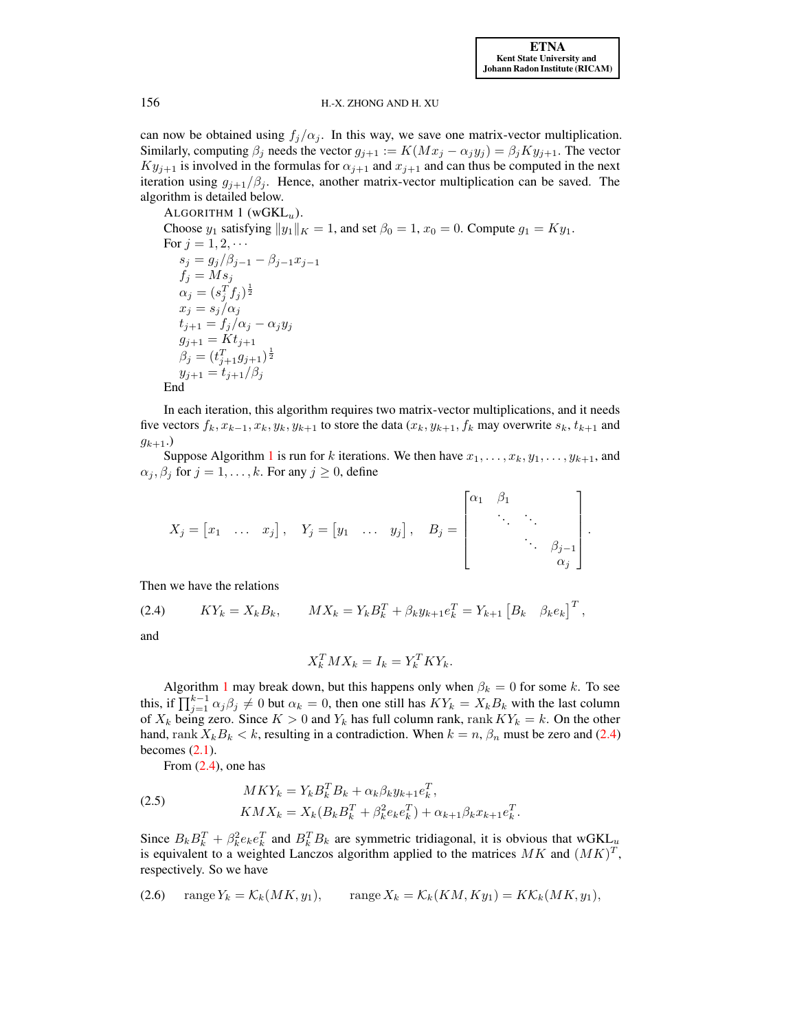can now be obtained using $f_j/\alpha_j$. In this way, we save one matrix-vector multiplication. Similarly, computing $\beta_j$ needs the vector $g_{j+1} := K(Mx_j - \alpha_j y_j) = \beta_j K y_{j+1}$. The vector $Ky_{j+1}$ is involved in the formulas for $\alpha_{j+1}$ and $x_{j+1}$ and can thus be computed in the next iteration using $g_{j+1}/\beta_j$. Hence, another matrix-vector multiplication can be saved. The algorithm is detailed below.

ALGORITHM 1 (wGKL$_u$).

Choose $y_1$ satisfying $\|y_1\|_K = 1$, and set $\beta_0 = 1$, $x_0 = 0$. Compute $g_1 = Ky_1$.

For $j = 1, 2, \cdots$

$s_j = g_j/\beta_{j-1} - \beta_{j-1}x_{j-1}$

$f_j = Ms_j$

$\alpha_j = (s_j^T f_j)^{\frac{1}{2}}$

$x_j = s_j/\alpha_j$

$t_{j+1} = f_j/\alpha_j - \alpha_j y_j$

$g_{j+1} = Kt_{j+1}$

$\beta_j = (t_{j+1}^T g_{j+1})^{\frac{1}{2}}$

$y_{j+1} = t_{j+1}/\beta_j$

End

In each iteration, this algorithm requires two matrix-vector multiplications, and it needs five vectors $f_k, x_{k-1}, x_k, y_k, y_{k+1}$ to store the data ($x_k, y_{k+1}, f_k$ may overwrite $s_k$, $t_{k+1}$ and $g_{k+1}$.)

Suppose Algorithm 1 is run for $k$ iterations. We then have $x_1, \ldots, x_k, y_1, \ldots, y_{k+1}$, and $\alpha_j, \beta_j$ for $j = 1, \ldots, k$. For any $j \geq 0$, define

$$X_j = \begin{bmatrix} x_1 & \ldots & x_j \end{bmatrix}, \quad Y_j = \begin{bmatrix} y_1 & \ldots & y_j \end{bmatrix}, \quad B_j = \begin{bmatrix} \alpha_1 & \beta_1 & & \\ & \ddots & \ddots & \\ & & \ddots & \beta_{j-1} \\ & & & \alpha_j \end{bmatrix}.$$

Then we have the relations

$$KY_k = X_k B_k, \qquad MX_k = Y_k B_k^T + \beta_k y_{k+1} e_k^T = Y_{k+1} \begin{bmatrix} B_k & \beta_k e_k \end{bmatrix}^T, \tag{2.4}$$

and

$$X_k^T M X_k = I_k = Y_k^T K Y_k.$$

Algorithm 1 may break down, but this happens only when $\beta_k = 0$ for some $k$. To see this, if $\prod_{j=1}^{k-1} \alpha_j \beta_j \neq 0$ but $\alpha_k = 0$, then one still has $KY_k = X_k B_k$ with the last column of $X_k$ being zero. Since $K > 0$ and $Y_k$ has full column rank, $\operatorname{rank} KY_k = k$. On the other hand, $\operatorname{rank} X_k B_k < k$, resulting in a contradiction. When $k = n$, $\beta_n$ must be zero and (2.4) becomes (2.1).

From (2.4), one has

$$\begin{aligned} MKY_k &= Y_k B_k^T B_k + \alpha_k \beta_k y_{k+1} e_k^T, \\ KMX_k &= X_k (B_k B_k^T + \beta_k^2 e_k e_k^T) + \alpha_{k+1} \beta_k x_{k+1} e_k^T. \end{aligned} \tag{2.5}$$

Since $B_k B_k^T + \beta_k^2 e_k e_k^T$ and $B_k^T B_k$ are symmetric tridiagonal, it is obvious that wGKL$_u$ is equivalent to a weighted Lanczos algorithm applied to the matrices $MK$ and $(MK)^T$, respectively. So we have

$$\operatorname{range} Y_k = \mathcal{K}_k(MK, y_1), \qquad \operatorname{range} X_k = \mathcal{K}_k(KM, Ky_1) = K\mathcal{K}_k(MK, y_1), \tag{2.6}$$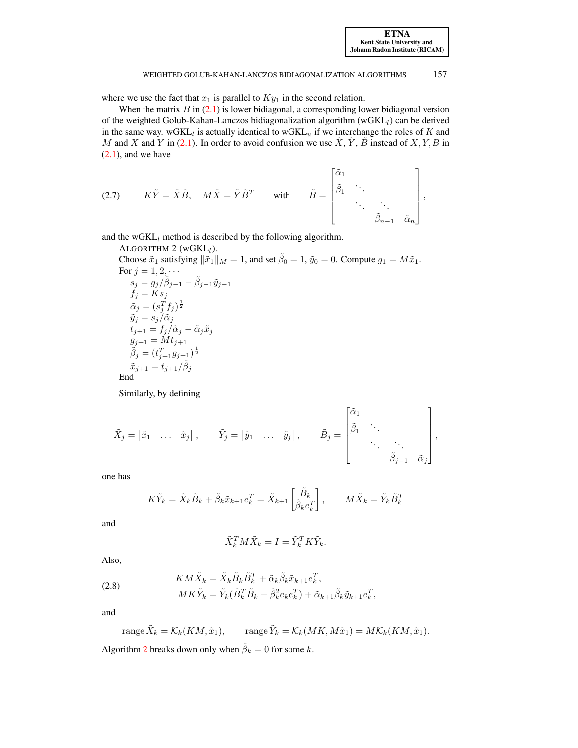where we use the fact that $x_1$ is parallel to $Ky_1$ in the second relation.

When the matrix $B$ in (2.1) is lower bidiagonal, a corresponding lower bidiagonal version of the weighted Golub-Kahan-Lanczos bidiagonalization algorithm (wGKL$_l$) can be derived in the same way. wGKL$_l$ is actually identical to wGKL$_u$ if we interchange the roles of $K$ and $M$ and $X$ and $Y$ in (2.1). In order to avoid confusion we use $\tilde{X}, \tilde{Y}, \tilde{B}$ instead of $X, Y, B$ in (2.1), and we have

$$
(2.7) \qquad K\tilde{Y} = \tilde{X}\tilde{B}, \quad M\tilde{X} = \tilde{Y}\tilde{B}^T \qquad \text{with} \qquad \tilde{B} = \begin{bmatrix} \tilde{\alpha}_1 & & & \\ \tilde{\beta}_1 & \ddots & & \\ & \ddots & \ddots & \\ & & \tilde{\beta}_{n-1} & \tilde{\alpha}_n \end{bmatrix},
$$

and the wGKL$_l$ method is described by the following algorithm.

ALGORITHM 2 (wGKL$_l$).
Choose $\tilde{x}_1$ satisfying $\|\tilde{x}_1\|_M = 1$, and set $\tilde{\beta}_0 = 1$, $\tilde{y}_0 = 0$. Compute $g_1 = M\tilde{x}_1$.
For $j = 1, 2, \cdots$
  $s_j = g_j/\tilde{\beta}_{j-1} - \tilde{\beta}_{j-1}\tilde{y}_{j-1}$
  $f_j = Ks_j$
  $\tilde{\alpha}_j = (s_j^T f_j)^{\frac{1}{2}}$
  $\tilde{y}_j = s_j/\tilde{\alpha}_j$
  $t_{j+1} = f_j/\tilde{\alpha}_j - \tilde{\alpha}_j\tilde{x}_j$
  $g_{j+1} = Mt_{j+1}$
  $\tilde{\beta}_j = (t_{j+1}^T g_{j+1})^{\frac{1}{2}}$
  $\tilde{x}_{j+1} = t_{j+1}/\tilde{\beta}_j$
End

Similarly, by defining

$$
\tilde{X}_j = \begin{bmatrix} \tilde{x}_1 & \dots & \tilde{x}_j \end{bmatrix}, \qquad \tilde{Y}_j = \begin{bmatrix} \tilde{y}_1 & \dots & \tilde{y}_j \end{bmatrix}, \qquad \tilde{B}_j = \begin{bmatrix} \tilde{\alpha}_1 & & & \\ \tilde{\beta}_1 & \ddots & & \\ & \ddots & \ddots & \\ & & \tilde{\beta}_{j-1} & \tilde{\alpha}_j \end{bmatrix},
$$

one has

$$
K\tilde{Y}_k = \tilde{X}_k\tilde{B}_k + \tilde{\beta}_k\tilde{x}_{k+1}e_k^T = \tilde{X}_{k+1}\begin{bmatrix} \tilde{B}_k \\ \tilde{\beta}_k e_k^T \end{bmatrix}, \qquad M\tilde{X}_k = \tilde{Y}_k\tilde{B}_k^T
$$

and

$$
\tilde{X}_k^T M\tilde{X}_k = I = \tilde{Y}_k^T K\tilde{Y}_k.
$$

Also,

$$
(2.8) \qquad \begin{aligned} KM\tilde{X}_k &= \tilde{X}_k\tilde{B}_k\tilde{B}_k^T + \tilde{\alpha}_k\tilde{\beta}_k\tilde{x}_{k+1}e_k^T, \\ MK\tilde{Y}_k &= \tilde{Y}_k(\tilde{B}_k^T\tilde{B}_k + \tilde{\beta}_k^2 e_k e_k^T) + \tilde{\alpha}_{k+1}\tilde{\beta}_k\tilde{y}_{k+1}e_k^T, \end{aligned}
$$

and

$$
\operatorname{range}\tilde{X}_k = \mathcal{K}_k(KM, \tilde{x}_1), \qquad \operatorname{range}\tilde{Y}_k = \mathcal{K}_k(MK, M\tilde{x}_1) = M\mathcal{K}_k(KM, \tilde{x}_1).
$$

Algorithm 2 breaks down only when $\tilde{\beta}_k = 0$ for some $k$.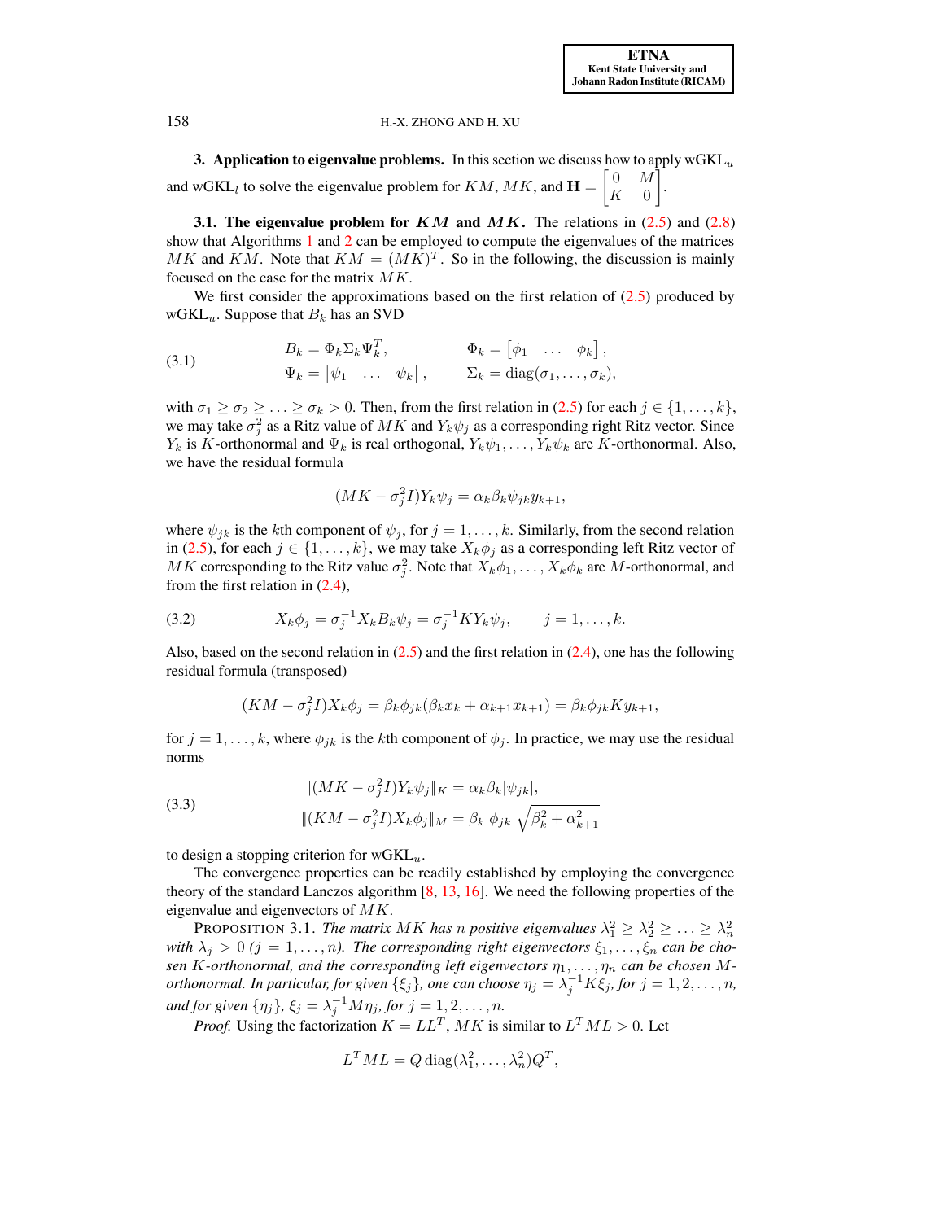## 3. Application to eigenvalue problems.

In this section we discuss how to apply wGKL$_u$ and wGKL$_l$ to solve the eigenvalue problem for $KM$, $MK$, and $\mathbf{H} = \begin{bmatrix} 0 & M \\ K & 0 \end{bmatrix}$.

### 3.1. The eigenvalue problem for $KM$ and $MK$.

The relations in (2.5) and (2.8) show that Algorithms 1 and 2 can be employed to compute the eigenvalues of the matrices $MK$ and $KM$. Note that $KM = (MK)^T$. So in the following, the discussion is mainly focused on the case for the matrix $MK$.

We first consider the approximations based on the first relation of (2.5) produced by wGKL$_u$. Suppose that $B_k$ has an SVD

$$
\begin{aligned}
B_k &= \Phi_k \Sigma_k \Psi_k^T, & \Phi_k &= \begin{bmatrix} \phi_1 & \ldots & \phi_k \end{bmatrix}, \\
\Psi_k &= \begin{bmatrix} \psi_1 & \ldots & \psi_k \end{bmatrix}, & \Sigma_k &= \operatorname{diag}(\sigma_1, \ldots, \sigma_k),
\end{aligned} \tag{3.1}
$$

with $\sigma_1 \geq \sigma_2 \geq \ldots \geq \sigma_k > 0$. Then, from the first relation in (2.5) for each $j \in \{1, \ldots, k\}$, we may take $\sigma_j^2$ as a Ritz value of $MK$ and $Y_k \psi_j$ as a corresponding right Ritz vector. Since $Y_k$ is $K$-orthonormal and $\Psi_k$ is real orthogonal, $Y_k\psi_1, \ldots, Y_k\psi_k$ are $K$-orthonormal. Also, we have the residual formula

$$
(MK - \sigma_j^2 I) Y_k \psi_j = \alpha_k \beta_k \psi_{jk} y_{k+1},
$$

where $\psi_{jk}$ is the $k$th component of $\psi_j$, for $j = 1, \ldots, k$. Similarly, from the second relation in (2.5), for each $j \in \{1, \ldots, k\}$, we may take $X_k \phi_j$ as a corresponding left Ritz vector of $MK$ corresponding to the Ritz value $\sigma_j^2$. Note that $X_k\phi_1, \ldots, X_k\phi_k$ are $M$-orthonormal, and from the first relation in (2.4),

$$
X_k \phi_j = \sigma_j^{-1} X_k B_k \psi_j = \sigma_j^{-1} K Y_k \psi_j, \qquad j = 1, \ldots, k. \tag{3.2}
$$

Also, based on the second relation in (2.5) and the first relation in (2.4), one has the following residual formula (transposed)

$$
(KM - \sigma_j^2 I) X_k \phi_j = \beta_k \phi_{jk} (\beta_k x_k + \alpha_{k+1} x_{k+1}) = \beta_k \phi_{jk} K y_{k+1},
$$

for $j = 1, \ldots, k$, where $\phi_{jk}$ is the $k$th component of $\phi_j$. In practice, we may use the residual norms

$$
\begin{aligned}
\|(MK - \sigma_j^2 I) Y_k \psi_j\|_K &= \alpha_k \beta_k |\psi_{jk}|, \\
\|(KM - \sigma_j^2 I) X_k \phi_j\|_M &= \beta_k |\phi_{jk}| \sqrt{\beta_k^2 + \alpha_{k+1}^2}
\end{aligned} \tag{3.3}
$$

to design a stopping criterion for wGKL$_u$.

The convergence properties can be readily established by employing the convergence theory of the standard Lanczos algorithm [8, 13, 16]. We need the following properties of the eigenvalue and eigenvectors of $MK$.

PROPOSITION 3.1. *The matrix $MK$ has $n$ positive eigenvalues $\lambda_1^2 \geq \lambda_2^2 \geq \ldots \geq \lambda_n^2$ with $\lambda_j > 0$ ($j = 1, \ldots, n$). The corresponding right eigenvectors $\xi_1, \ldots, \xi_n$ can be chosen $K$-orthonormal, and the corresponding left eigenvectors $\eta_1, \ldots, \eta_n$ can be chosen $M$-orthonormal. In particular, for given $\{\xi_j\}$, one can choose $\eta_j = \lambda_j^{-1} K \xi_j$, for $j = 1, 2, \ldots, n$, and for given $\{\eta_j\}$, $\xi_j = \lambda_j^{-1} M \eta_j$, for $j = 1, 2, \ldots, n$.*

*Proof.* Using the factorization $K = LL^T$, $MK$ is similar to $L^T M L > 0$. Let

$$
L^T M L = Q \operatorname{diag}(\lambda_1^2, \ldots, \lambda_n^2) Q^T,
$$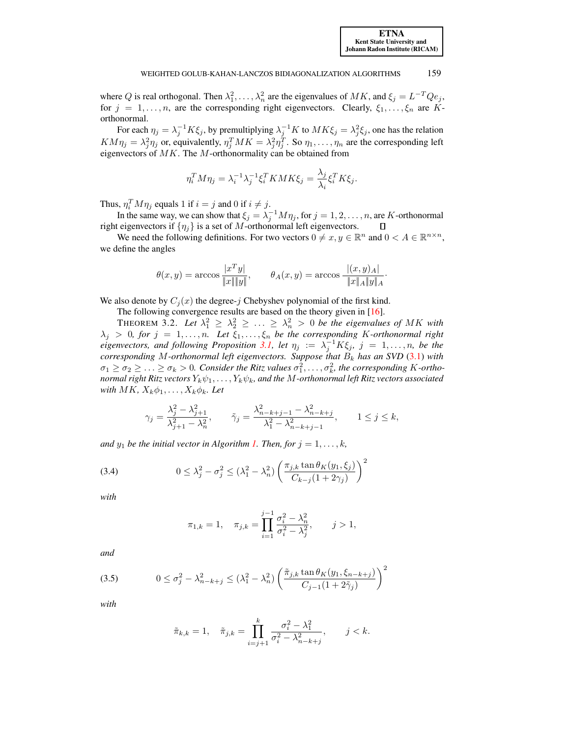where $Q$ is real orthogonal. Then $\lambda_1^2, \ldots, \lambda_n^2$ are the eigenvalues of $MK$, and $\xi_j = L^{-T} Q e_j$, for $j = 1, \ldots, n$, are the corresponding right eigenvectors. Clearly, $\xi_1, \ldots, \xi_n$ are $K$-orthonormal.

For each $\eta_j = \lambda_j^{-1} K \xi_j$, by premultiplying $\lambda_j^{-1} K$ to $MK\xi_j = \lambda_j^2 \xi_j$, one has the relation $KM\eta_j = \lambda_j^2 \eta_j$ or, equivalently, $\eta_j^T MK = \lambda_j^2 \eta_j^T$. So $\eta_1, \ldots, \eta_n$ are the corresponding left eigenvectors of $MK$. The $M$-orthonormality can be obtained from

$$\eta_i^T M \eta_j = \lambda_i^{-1} \lambda_j^{-1} \xi_i^T KMK \xi_j = \frac{\lambda_j}{\lambda_i} \xi_i^T K \xi_j.$$

Thus, $\eta_i^T M \eta_j$ equals 1 if $i = j$ and 0 if $i \neq j$.

In the same way, we can show that $\xi_j = \lambda_j^{-1} M \eta_j$, for $j = 1, 2, \ldots, n$, are $K$-orthonormal right eigenvectors if $\{\eta_j\}$ is a set of $M$-orthonormal left eigenvectors. $\square$

We need the following definitions. For two vectors $0 \neq x, y \in \mathbb{R}^n$ and $0 < A \in \mathbb{R}^{n \times n}$, we define the angles

$$\theta(x, y) = \arccos \frac{|x^T y|}{\|x\| \|y\|}, \qquad \theta_A(x, y) = \arccos \frac{|(x, y)_A|}{\|x\|_A \|y\|_A}.$$

We also denote by $C_j(x)$ the degree-$j$ Chebyshev polynomial of the first kind.

The following convergence results are based on the theory given in [16].

THEOREM 3.2. *Let $\lambda_1^2 \geq \lambda_2^2 \geq \ldots \geq \lambda_n^2 > 0$ be the eigenvalues of $MK$ with $\lambda_j > 0$, for $j = 1, \ldots, n$. Let $\xi_1, \ldots, \xi_n$ be the corresponding $K$-orthonormal right eigenvectors, and following Proposition 3.1, let $\eta_j := \lambda_j^{-1} K \xi_j$, $j = 1, \ldots, n$, be the corresponding $M$-orthonormal left eigenvectors. Suppose that $B_k$ has an SVD (3.1) with $\sigma_1 \geq \sigma_2 \geq \ldots \geq \sigma_k > 0$. Consider the Ritz values $\sigma_1^2, \ldots, \sigma_k^2$, the corresponding $K$-orthonormal right Ritz vectors $Y_k\psi_1, \ldots, Y_k\psi_k$, and the $M$-orthonormal left Ritz vectors associated with $MK$, $X_k\phi_1, \ldots, X_k\phi_k$. Let*

$$\gamma_j = \frac{\lambda_j^2 - \lambda_{j+1}^2}{\lambda_{j+1}^2 - \lambda_n^2}, \qquad \tilde{\gamma}_j = \frac{\lambda_{n-k+j-1}^2 - \lambda_{n-k+j}^2}{\lambda_1^2 - \lambda_{n-k+j-1}^2}, \qquad 1 \leq j \leq k,$$

*and $y_1$ be the initial vector in Algorithm 1. Then, for $j = 1, \ldots, k$,*

$$0 \leq \lambda_j^2 - \sigma_j^2 \leq (\lambda_1^2 - \lambda_n^2) \left( \frac{\pi_{j,k} \tan \theta_K(y_1, \xi_j)}{C_{k-j}(1 + 2\gamma_j)} \right)^2 \tag{3.4}$$

*with*

$$\pi_{1,k} = 1, \quad \pi_{j,k} = \prod_{i=1}^{j-1} \frac{\sigma_i^2 - \lambda_n^2}{\sigma_i^2 - \lambda_j^2}, \qquad j > 1,$$

*and*

$$0 \leq \sigma_j^2 - \lambda_{n-k+j}^2 \leq (\lambda_1^2 - \lambda_n^2) \left( \frac{\tilde{\pi}_{j,k} \tan \theta_K(y_1, \xi_{n-k+j})}{C_{j-1}(1 + 2\tilde{\gamma}_j)} \right)^2 \tag{3.5}$$

*with*

$$\tilde{\pi}_{k,k} = 1, \quad \tilde{\pi}_{j,k} = \prod_{i=j+1}^{k} \frac{\sigma_i^2 - \lambda_1^2}{\sigma_i^2 - \lambda_{n-k+j}^2}, \qquad j < k.$$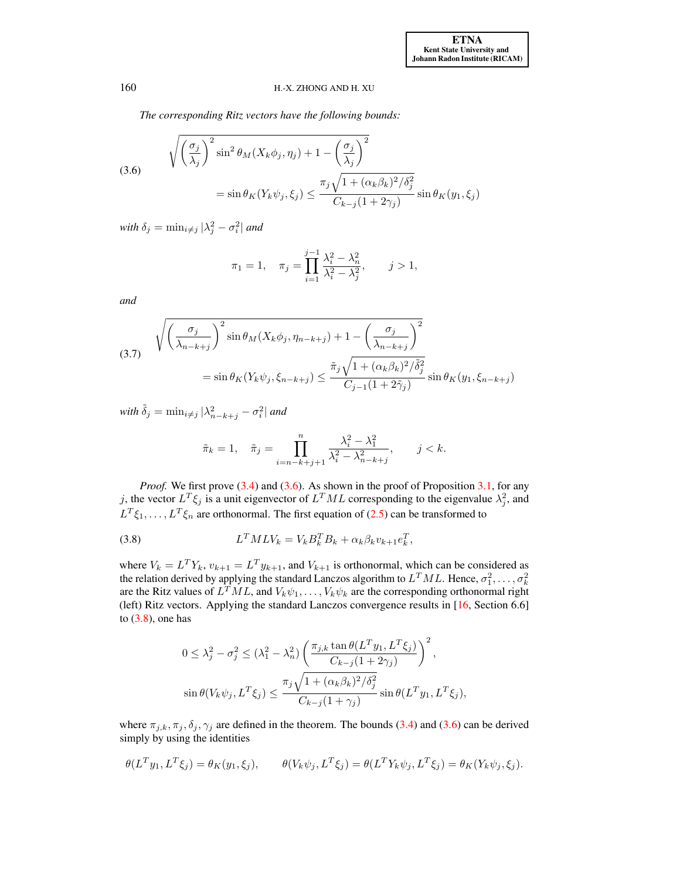*The corresponding Ritz vectors have the following bounds:*

$$
\begin{aligned}
&\sqrt{\left(\frac{\sigma_j}{\lambda_j}\right)^2 \sin^2\theta_M(X_k\phi_j,\eta_j) + 1 - \left(\frac{\sigma_j}{\lambda_j}\right)^2} \\
&\qquad = \sin\theta_K(Y_k\psi_j,\xi_j) \le \frac{\pi_j\sqrt{1+(\alpha_k\beta_k)^2/\delta_j^2}}{C_{k-j}(1+2\gamma_j)}\sin\theta_K(y_1,\xi_j)
\end{aligned} \tag{3.6}
$$

*with* $\delta_j = \min_{i\neq j}|\lambda_j^2 - \sigma_i^2|$ *and*

$$
\pi_1 = 1, \quad \pi_j = \prod_{i=1}^{j-1}\frac{\lambda_i^2-\lambda_n^2}{\lambda_i^2-\lambda_j^2}, \qquad j>1,
$$

*and*

$$
\begin{aligned}
&\sqrt{\left(\frac{\sigma_j}{\lambda_{n-k+j}}\right)^2 \sin\theta_M(X_k\phi_j,\eta_{n-k+j}) + 1 - \left(\frac{\sigma_j}{\lambda_{n-k+j}}\right)^2} \\
&\qquad = \sin\theta_K(Y_k\psi_j,\xi_{n-k+j}) \le \frac{\tilde\pi_j\sqrt{1+(\alpha_k\beta_k)^2/\tilde\delta_j^2}}{C_{j-1}(1+2\tilde\gamma_j)}\sin\theta_K(y_1,\xi_{n-k+j})
\end{aligned} \tag{3.7}
$$

*with* $\tilde\delta_j = \min_{i\neq j}|\lambda_{n-k+j}^2 - \sigma_i^2|$ *and*

$$
\tilde\pi_k = 1, \quad \tilde\pi_j = \prod_{i=n-k+j+1}^{n}\frac{\lambda_i^2-\lambda_1^2}{\lambda_i^2-\lambda_{n-k+j}^2}, \qquad j<k.
$$

*Proof.* We first prove (3.4) and (3.6). As shown in the proof of Proposition 3.1, for any $j$, the vector $L^T\xi_j$ is a unit eigenvector of $L^TML$ corresponding to the eigenvalue $\lambda_j^2$, and $L^T\xi_1,\dots,L^T\xi_n$ are orthonormal. The first equation of (2.5) can be transformed to

$$
L^TMLV_k = V_kB_k^TB_k + \alpha_k\beta_k v_{k+1}e_k^T, \tag{3.8}
$$

where $V_k = L^TY_k$, $v_{k+1} = L^Ty_{k+1}$, and $V_{k+1}$ is orthonormal, which can be considered as the relation derived by applying the standard Lanczos algorithm to $L^TML$. Hence, $\sigma_1^2,\dots,\sigma_k^2$ are the Ritz values of $L^TML$, and $V_k\psi_1,\dots,V_k\psi_k$ are the corresponding orthonormal right (left) Ritz vectors. Applying the standard Lanczos convergence results in [16, Section 6.6] to (3.8), one has

$$
\begin{aligned}
0 \le \lambda_j^2 - \sigma_j^2 &\le (\lambda_1^2-\lambda_n^2)\left(\frac{\pi_{j,k}\tan\theta(L^Ty_1,L^T\xi_j)}{C_{k-j}(1+2\gamma_j)}\right)^2, \\
\sin\theta(V_k\psi_j,L^T\xi_j) &\le \frac{\pi_j\sqrt{1+(\alpha_k\beta_k)^2/\delta_j^2}}{C_{k-j}(1+\gamma_j)}\sin\theta(L^Ty_1,L^T\xi_j),
\end{aligned}
$$

where $\pi_{j,k},\pi_j,\delta_j,\gamma_j$ are defined in the theorem. The bounds (3.4) and (3.6) can be derived simply by using the identities

$$
\theta(L^Ty_1,L^T\xi_j) = \theta_K(y_1,\xi_j), \qquad \theta(V_k\psi_j,L^T\xi_j) = \theta(L^TY_k\psi_j,L^T\xi_j) = \theta_K(Y_k\psi_j,\xi_j).
$$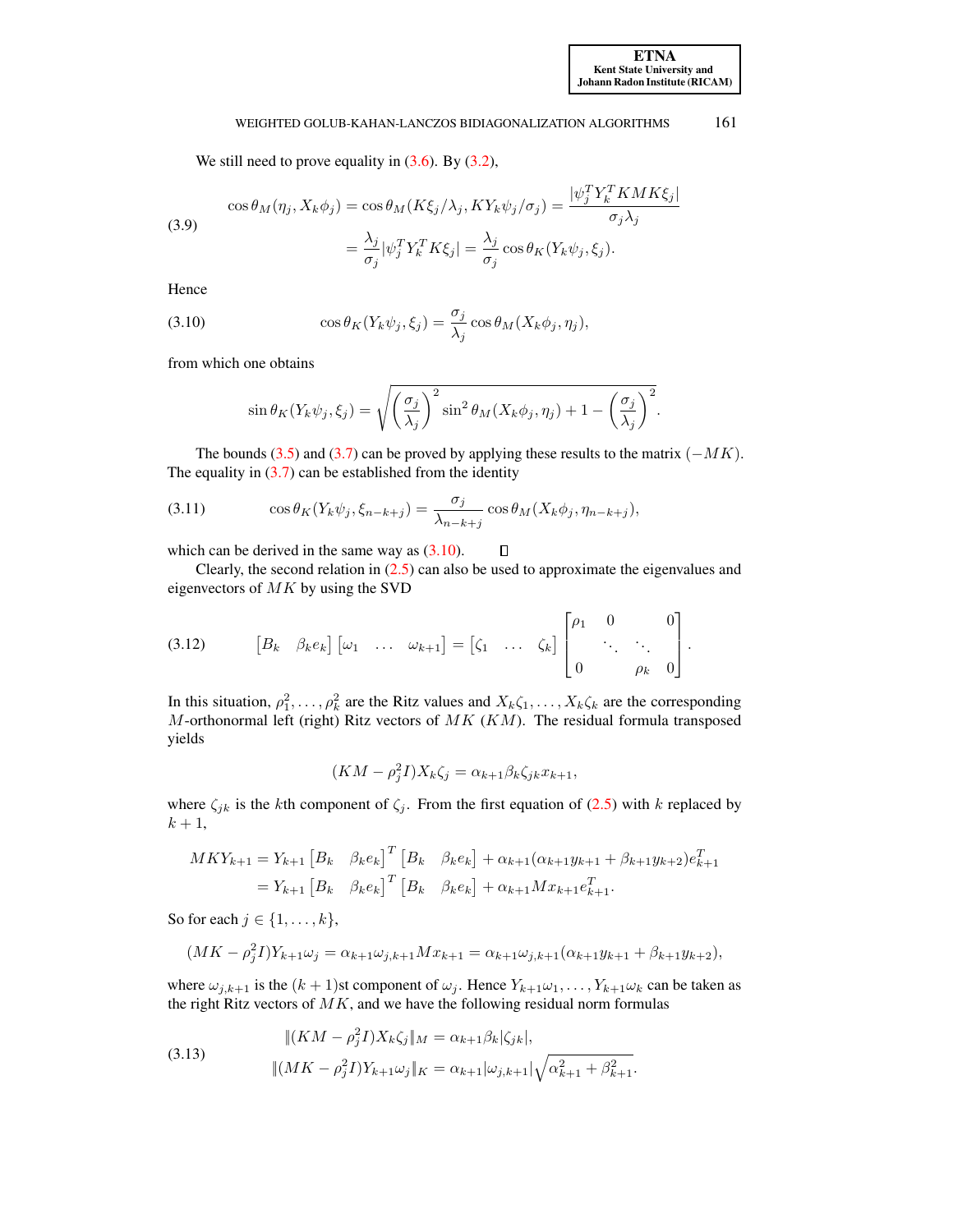We still need to prove equality in (3.6). By (3.2),

$$
\begin{aligned}
\cos\theta_M(\eta_j, X_k\phi_j) &= \cos\theta_M(K\xi_j/\lambda_j, KY_k\psi_j/\sigma_j) = \frac{|\psi_j^T Y_k^T KMK\xi_j|}{\sigma_j\lambda_j} \\
&= \frac{\lambda_j}{\sigma_j}|\psi_j^T Y_k^T K\xi_j| = \frac{\lambda_j}{\sigma_j}\cos\theta_K(Y_k\psi_j, \xi_j).
\end{aligned}
\tag{3.9}
$$

Hence

$$
\cos\theta_K(Y_k\psi_j, \xi_j) = \frac{\sigma_j}{\lambda_j}\cos\theta_M(X_k\phi_j, \eta_j), \tag{3.10}
$$

from which one obtains

$$
\sin\theta_K(Y_k\psi_j, \xi_j) = \sqrt{\left(\frac{\sigma_j}{\lambda_j}\right)^2 \sin^2\theta_M(X_k\phi_j, \eta_j) + 1 - \left(\frac{\sigma_j}{\lambda_j}\right)^2}.
$$

The bounds (3.5) and (3.7) can be proved by applying these results to the matrix $(-MK)$. The equality in (3.7) can be established from the identity

$$
\cos\theta_K(Y_k\psi_j, \xi_{n-k+j}) = \frac{\sigma_j}{\lambda_{n-k+j}}\cos\theta_M(X_k\phi_j, \eta_{n-k+j}), \tag{3.11}
$$

which can be derived in the same way as (3.10). $\square$

Clearly, the second relation in (2.5) can also be used to approximate the eigenvalues and eigenvectors of $MK$ by using the SVD

$$
\begin{bmatrix} B_k & \beta_k e_k \end{bmatrix} \begin{bmatrix} \omega_1 & \dots & \omega_{k+1} \end{bmatrix} = \begin{bmatrix} \zeta_1 & \dots & \zeta_k \end{bmatrix} \begin{bmatrix} \rho_1 & 0 & & 0 \\ & \ddots & \ddots & \\ 0 & & \rho_k & 0 \end{bmatrix}. \tag{3.12}
$$

In this situation, $\rho_1^2, \dots, \rho_k^2$ are the Ritz values and $X_k\zeta_1, \dots, X_k\zeta_k$ are the corresponding $M$-orthonormal left (right) Ritz vectors of $MK$ ($KM$). The residual formula transposed yields

$$
(KM - \rho_j^2 I)X_k\zeta_j = \alpha_{k+1}\beta_k\zeta_{jk}x_{k+1},
$$

where $\zeta_{jk}$ is the $k$th component of $\zeta_j$. From the first equation of (2.5) with $k$ replaced by $k+1$,

$$
\begin{aligned}
MKY_{k+1} &= Y_{k+1}\begin{bmatrix} B_k & \beta_k e_k \end{bmatrix}^T \begin{bmatrix} B_k & \beta_k e_k \end{bmatrix} + \alpha_{k+1}(\alpha_{k+1}y_{k+1} + \beta_{k+1}y_{k+2})e_{k+1}^T \\
&= Y_{k+1}\begin{bmatrix} B_k & \beta_k e_k \end{bmatrix}^T \begin{bmatrix} B_k & \beta_k e_k \end{bmatrix} + \alpha_{k+1}Mx_{k+1}e_{k+1}^T.
\end{aligned}
$$

So for each $j \in \{1, \dots, k\}$,

$$
(MK - \rho_j^2 I)Y_{k+1}\omega_j = \alpha_{k+1}\omega_{j,k+1}Mx_{k+1} = \alpha_{k+1}\omega_{j,k+1}(\alpha_{k+1}y_{k+1} + \beta_{k+1}y_{k+2}),
$$

where $\omega_{j,k+1}$ is the $(k+1)$st component of $\omega_j$. Hence $Y_{k+1}\omega_1, \dots, Y_{k+1}\omega_k$ can be taken as the right Ritz vectors of $MK$, and we have the following residual norm formulas

$$
\begin{aligned}
\|(KM - \rho_j^2 I)X_k\zeta_j\|_M &= \alpha_{k+1}\beta_k|\zeta_{jk}|, \\
\|(MK - \rho_j^2 I)Y_{k+1}\omega_j\|_K &= \alpha_{k+1}|\omega_{j,k+1}|\sqrt{\alpha_{k+1}^2 + \beta_{k+1}^2}.
\end{aligned}
\tag{3.13}
$$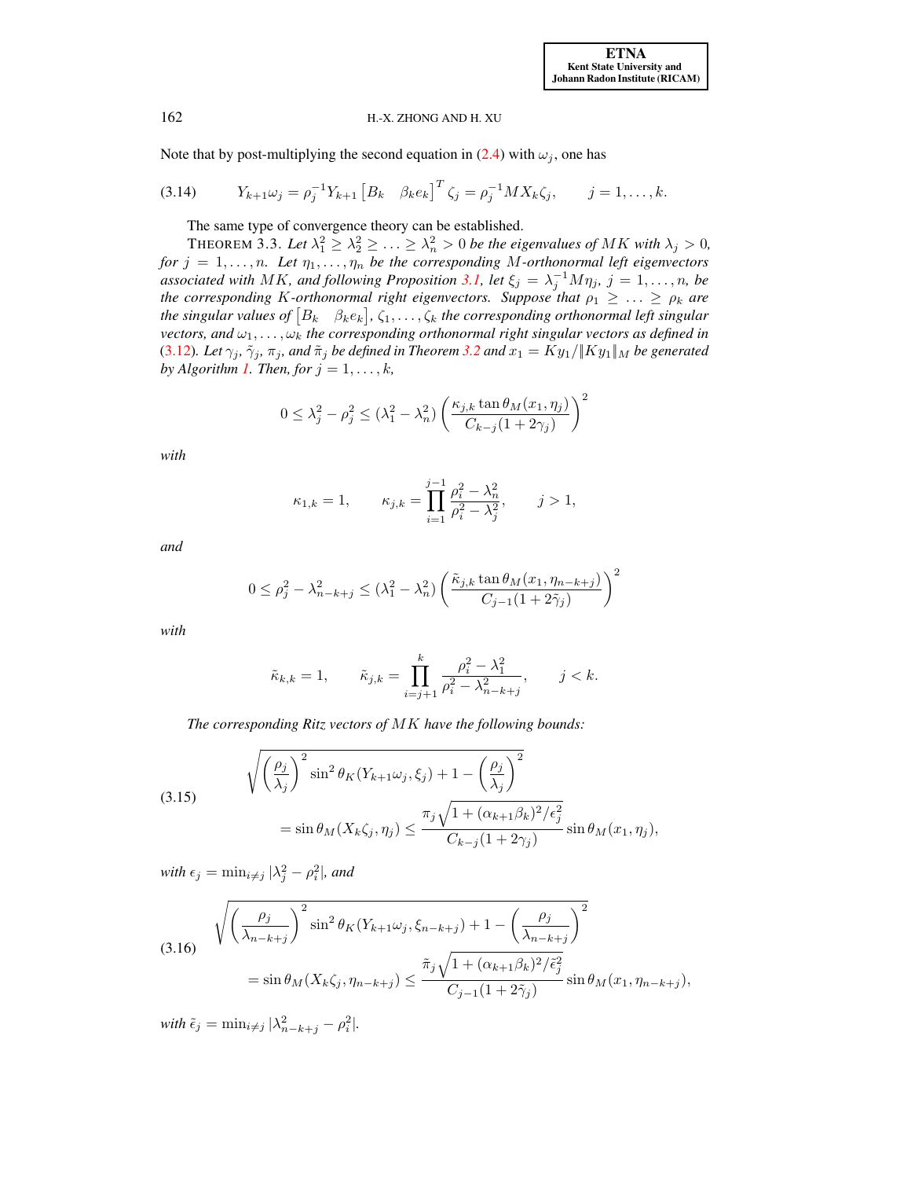Note that by post-multiplying the second equation in (2.4) with $\omega_j$, one has

$$
Y_{k+1}\omega_j = \rho_j^{-1} Y_{k+1} \begin{bmatrix} B_k & \beta_k e_k \end{bmatrix}^T \zeta_j = \rho_j^{-1} M X_k \zeta_j, \qquad j = 1, \ldots, k. \tag{3.14}
$$

The same type of convergence theory can be established.

THEOREM 3.3. *Let $\lambda_1^2 \geq \lambda_2^2 \geq \ldots \geq \lambda_n^2 > 0$ be the eigenvalues of $MK$ with $\lambda_j > 0$, for $j = 1, \ldots, n$. Let $\eta_1, \ldots, \eta_n$ be the corresponding $M$-orthonormal left eigenvectors associated with $MK$, and following Proposition 3.1, let $\xi_j = \lambda_j^{-1} M \eta_j$, $j = 1, \ldots, n$, be the corresponding $K$-orthonormal right eigenvectors. Suppose that $\rho_1 \geq \ldots \geq \rho_k$ are the singular values of $\begin{bmatrix} B_k & \beta_k e_k \end{bmatrix}$, $\zeta_1, \ldots, \zeta_k$ the corresponding orthonormal left singular vectors, and $\omega_1, \ldots, \omega_k$ the corresponding orthonormal right singular vectors as defined in (3.12). Let $\gamma_j$, $\tilde{\gamma}_j$, $\pi_j$, and $\tilde{\pi}_j$ be defined in Theorem 3.2 and $x_1 = K y_1 / \|K y_1\|_M$ be generated by Algorithm 1. Then, for $j = 1, \ldots, k$,*

$$
0 \leq \lambda_j^2 - \rho_j^2 \leq (\lambda_1^2 - \lambda_n^2) \left( \frac{\kappa_{j,k} \tan \theta_M(x_1, \eta_j)}{C_{k-j}(1 + 2\gamma_j)} \right)^2
$$

*with*

$$
\kappa_{1,k} = 1, \qquad \kappa_{j,k} = \prod_{i=1}^{j-1} \frac{\rho_i^2 - \lambda_n^2}{\rho_i^2 - \lambda_j^2}, \qquad j > 1,
$$

*and*

$$
0 \leq \rho_j^2 - \lambda_{n-k+j}^2 \leq (\lambda_1^2 - \lambda_n^2) \left( \frac{\tilde{\kappa}_{j,k} \tan \theta_M(x_1, \eta_{n-k+j})}{C_{j-1}(1 + 2\tilde{\gamma}_j)} \right)^2
$$

*with*

$$
\tilde{\kappa}_{k,k} = 1, \qquad \tilde{\kappa}_{j,k} = \prod_{i=j+1}^{k} \frac{\rho_i^2 - \lambda_1^2}{\rho_i^2 - \lambda_{n-k+j}^2}, \qquad j < k.
$$

*The corresponding Ritz vectors of $MK$ have the following bounds:*

$$
\begin{aligned}
&\sqrt{\left(\frac{\rho_j}{\lambda_j}\right)^2 \sin^2 \theta_K(Y_{k+1}\omega_j, \xi_j) + 1 - \left(\frac{\rho_j}{\lambda_j}\right)^2} \\
&\qquad = \sin \theta_M(X_k \zeta_j, \eta_j) \leq \frac{\pi_j \sqrt{1 + (\alpha_{k+1}\beta_k)^2/\epsilon_j^2}}{C_{k-j}(1 + 2\gamma_j)} \sin \theta_M(x_1, \eta_j),
\end{aligned} \tag{3.15}
$$

*with $\epsilon_j = \min_{i \neq j} |\lambda_j^2 - \rho_i^2|$, and*

$$
\begin{aligned}
&\sqrt{\left(\frac{\rho_j}{\lambda_{n-k+j}}\right)^2 \sin^2 \theta_K(Y_{k+1}\omega_j, \xi_{n-k+j}) + 1 - \left(\frac{\rho_j}{\lambda_{n-k+j}}\right)^2} \\
&\qquad = \sin \theta_M(X_k \zeta_j, \eta_{n-k+j}) \leq \frac{\tilde{\pi}_j \sqrt{1 + (\alpha_{k+1}\beta_k)^2/\tilde{\epsilon}_j^2}}{C_{j-1}(1 + 2\tilde{\gamma}_j)} \sin \theta_M(x_1, \eta_{n-k+j}),
\end{aligned} \tag{3.16}
$$

*with $\tilde{\epsilon}_j = \min_{i \neq j} |\lambda_{n-k+j}^2 - \rho_i^2|$.*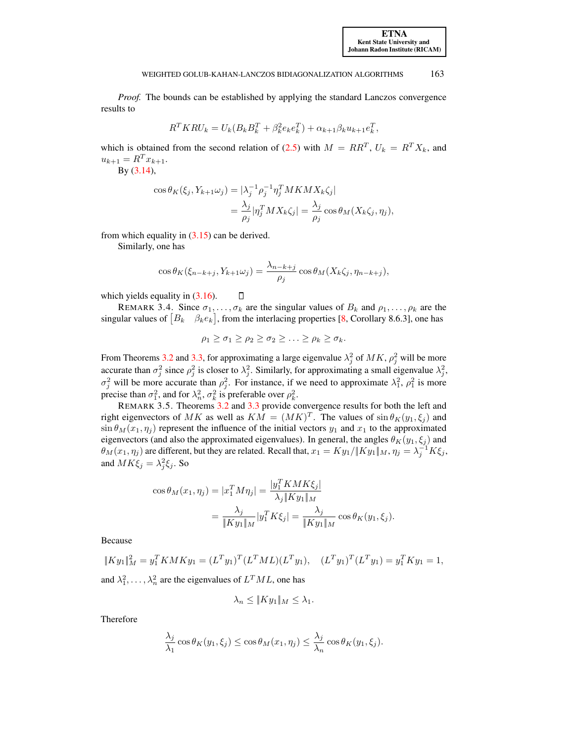*Proof.* The bounds can be established by applying the standard Lanczos convergence results to

$$R^T KRU_k = U_k(B_k B_k^T + \beta_k^2 e_k e_k^T) + \alpha_{k+1}\beta_k u_{k+1} e_k^T,$$

which is obtained from the second relation of (2.5) with $M = RR^T$, $U_k = R^T X_k$, and $u_{k+1} = R^T x_{k+1}$.

By (3.14),

$$\begin{aligned}\cos\theta_K(\xi_j, Y_{k+1}\omega_j) &= |\lambda_j^{-1}\rho_j^{-1}\eta_j^T MKMX_k\zeta_j| \\ &= \frac{\lambda_j}{\rho_j}|\eta_j^T MX_k\zeta_j| = \frac{\lambda_j}{\rho_j}\cos\theta_M(X_k\zeta_j, \eta_j),\end{aligned}$$

from which equality in (3.15) can be derived.

Similarly, one has

$$\cos\theta_K(\xi_{n-k+j}, Y_{k+1}\omega_j) = \frac{\lambda_{n-k+j}}{\rho_j}\cos\theta_M(X_k\zeta_j, \eta_{n-k+j}),$$

which yields equality in (3.16). ◻

REMARK 3.4. Since $\sigma_1, \ldots, \sigma_k$ are the singular values of $B_k$ and $\rho_1, \ldots, \rho_k$ are the singular values of $\begin{bmatrix} B_k & \beta_k e_k \end{bmatrix}$, from the interlacing properties [8, Corollary 8.6.3], one has

$$\rho_1 \geq \sigma_1 \geq \rho_2 \geq \sigma_2 \geq \ldots \geq \rho_k \geq \sigma_k.$$

From Theorems 3.2 and 3.3, for approximating a large eigenvalue $\lambda_j^2$ of $MK$, $\rho_j^2$ will be more accurate than $\sigma_j^2$ since $\rho_j^2$ is closer to $\lambda_j^2$. Similarly, for approximating a small eigenvalue $\lambda_j^2$, $\sigma_j^2$ will be more accurate than $\rho_j^2$. For instance, if we need to approximate $\lambda_1^2$, $\rho_1^2$ is more precise than $\sigma_1^2$, and for $\lambda_n^2$, $\sigma_k^2$ is preferable over $\rho_k^2$.

REMARK 3.5. Theorems 3.2 and 3.3 provide convergence results for both the left and right eigenvectors of $MK$ as well as $KM = (MK)^T$. The values of $\sin\theta_K(y_1, \xi_j)$ and $\sin\theta_M(x_1, \eta_j)$ represent the influence of the initial vectors $y_1$ and $x_1$ to the approximated eigenvectors (and also the approximated eigenvalues). In general, the angles $\theta_K(y_1, \xi_j)$ and $\theta_M(x_1, \eta_j)$ are different, but they are related. Recall that, $x_1 = Ky_1/\|Ky_1\|_M$, $\eta_j = \lambda_j^{-1}K\xi_j$, and $MK\xi_j = \lambda_j^2\xi_j$. So

$$\begin{aligned}\cos\theta_M(x_1, \eta_j) &= |x_1^T M\eta_j| = \frac{|y_1^T KMK\xi_j|}{\lambda_j\|Ky_1\|_M} \\ &= \frac{\lambda_j}{\|Ky_1\|_M}|y_1^T K\xi_j| = \frac{\lambda_j}{\|Ky_1\|_M}\cos\theta_K(y_1, \xi_j).\end{aligned}$$

Because

$$\|Ky_1\|_M^2 = y_1^T KMKy_1 = (L^T y_1)^T(L^T ML)(L^T y_1), \quad (L^T y_1)^T(L^T y_1) = y_1^T Ky_1 = 1,$$

and $\lambda_1^2, \ldots, \lambda_n^2$ are the eigenvalues of $L^T ML$, one has

$$\lambda_n \leq \|Ky_1\|_M \leq \lambda_1.$$

Therefore

$$\frac{\lambda_j}{\lambda_1}\cos\theta_K(y_1, \xi_j) \leq \cos\theta_M(x_1, \eta_j) \leq \frac{\lambda_j}{\lambda_n}\cos\theta_K(y_1, \xi_j).$$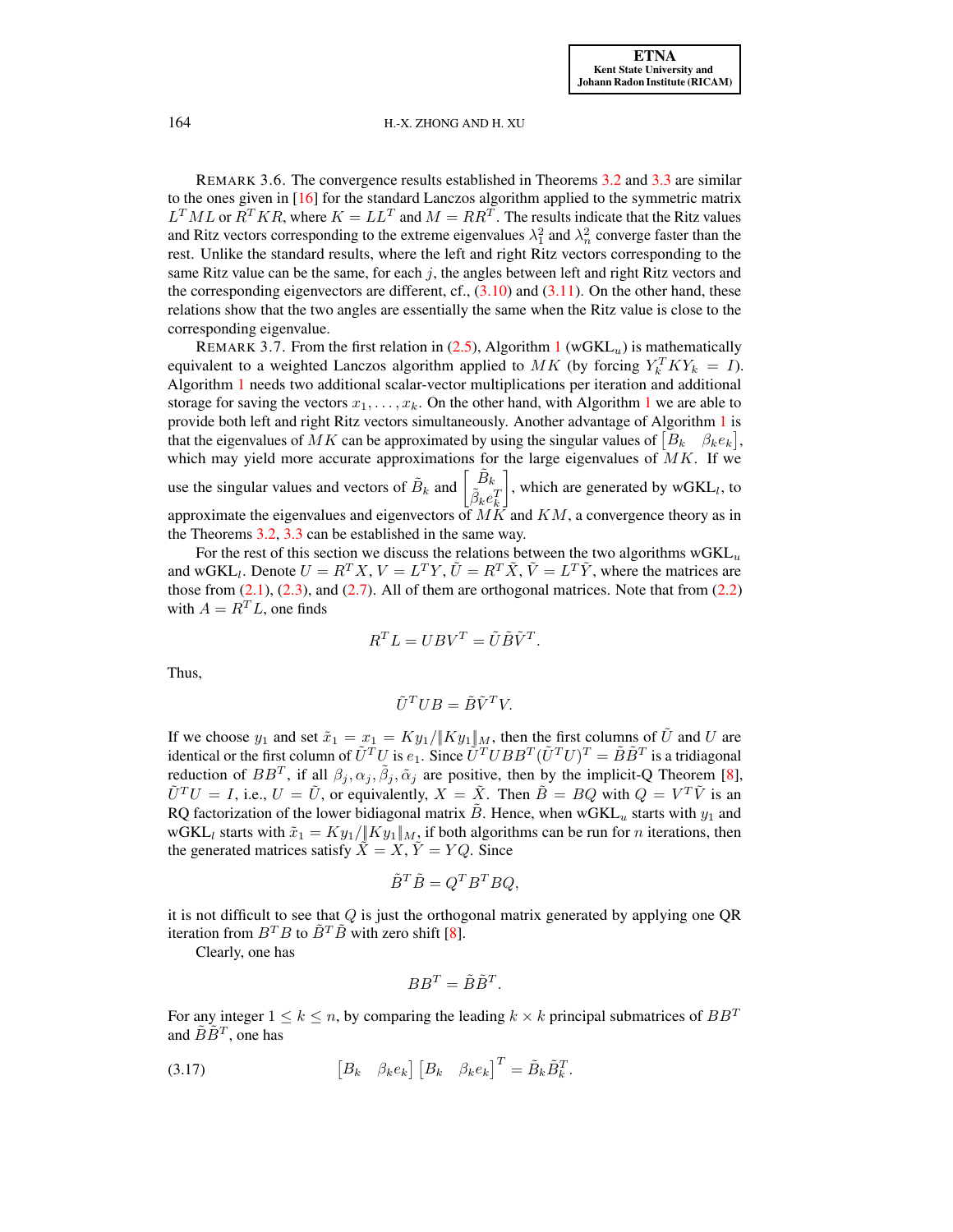REMARK 3.6. The convergence results established in Theorems 3.2 and 3.3 are similar to the ones given in [16] for the standard Lanczos algorithm applied to the symmetric matrix $L^TML$ or $R^TKR$, where $K = LL^T$ and $M = RR^T$. The results indicate that the Ritz values and Ritz vectors corresponding to the extreme eigenvalues $\lambda_1^2$ and $\lambda_n^2$ converge faster than the rest. Unlike the standard results, where the left and right Ritz vectors corresponding to the same Ritz value can be the same, for each $j$, the angles between left and right Ritz vectors and the corresponding eigenvectors are different, cf., (3.10) and (3.11). On the other hand, these relations show that the two angles are essentially the same when the Ritz value is close to the corresponding eigenvalue.

REMARK 3.7. From the first relation in (2.5), Algorithm 1 (wGKL$_u$) is mathematically equivalent to a weighted Lanczos algorithm applied to $MK$ (by forcing $Y_k^TKY_k = I$). Algorithm 1 needs two additional scalar-vector multiplications per iteration and additional storage for saving the vectors $x_1, \ldots, x_k$. On the other hand, with Algorithm 1 we are able to provide both left and right Ritz vectors simultaneously. Another advantage of Algorithm 1 is that the eigenvalues of $MK$ can be approximated by using the singular values of $\begin{bmatrix} B_k & \beta_k e_k \end{bmatrix}$, which may yield more accurate approximations for the large eigenvalues of $MK$. If we use the singular values and vectors of $\tilde{B}_k$ and $\begin{bmatrix} \tilde{B}_k \\ \tilde{\beta}_k e_k^T \end{bmatrix}$, which are generated by wGKL$_l$, to approximate the eigenvalues and eigenvectors of $MK$ and $KM$, a convergence theory as in the Theorems 3.2, 3.3 can be established in the same way.

For the rest of this section we discuss the relations between the two algorithms wGKL$_u$ and wGKL$_l$. Denote $U = R^TX$, $V = L^TY$, $\tilde{U} = R^T\tilde{X}$, $\tilde{V} = L^T\tilde{Y}$, where the matrices are those from (2.1), (2.3), and (2.7). All of them are orthogonal matrices. Note that from (2.2) with $A = R^TL$, one finds

$$R^TL = UBV^T = \tilde{U}\tilde{B}\tilde{V}^T.$$

Thus,

$$\tilde{U}^TUB = \tilde{B}\tilde{V}^TV.$$

If we choose $y_1$ and set $\tilde{x}_1 = x_1 = Ky_1/\|Ky_1\|_M$, then the first columns of $\tilde{U}$ and $U$ are identical or the first column of $\tilde{U}^TU$ is $e_1$. Since $\tilde{U}^TUBB^T(\tilde{U}^TU)^T = \tilde{B}\tilde{B}^T$ is a tridiagonal reduction of $BB^T$, if all $\beta_j, \alpha_j, \tilde{\beta}_j, \tilde{\alpha}_j$ are positive, then by the implicit-Q Theorem [8], $\tilde{U}^TU = I$, i.e., $U = \tilde{U}$, or equivalently, $X = \tilde{X}$. Then $\tilde{B} = BQ$ with $Q = V^T\tilde{V}$ is an RQ factorization of the lower bidiagonal matrix $\tilde{B}$. Hence, when wGKL$_u$ starts with $y_1$ and wGKL$_l$ starts with $\tilde{x}_1 = Ky_1/\|Ky_1\|_M$, if both algorithms can be run for $n$ iterations, then the generated matrices satisfy $\tilde{X} = X$, $\tilde{Y} = YQ$. Since

$$\tilde{B}^T\tilde{B} = Q^TB^TBQ,$$

it is not difficult to see that $Q$ is just the orthogonal matrix generated by applying one QR iteration from $B^TB$ to $\tilde{B}^T\tilde{B}$ with zero shift [8].

Clearly, one has

$$BB^T = \tilde{B}\tilde{B}^T.$$

For any integer $1 \le k \le n$, by comparing the leading $k \times k$ principal submatrices of $BB^T$ and $\tilde{B}\tilde{B}^T$, one has

$$\begin{bmatrix} B_k & \beta_k e_k \end{bmatrix} \begin{bmatrix} B_k & \beta_k e_k \end{bmatrix}^T = \tilde{B}_k\tilde{B}_k^T. \tag{3.17}$$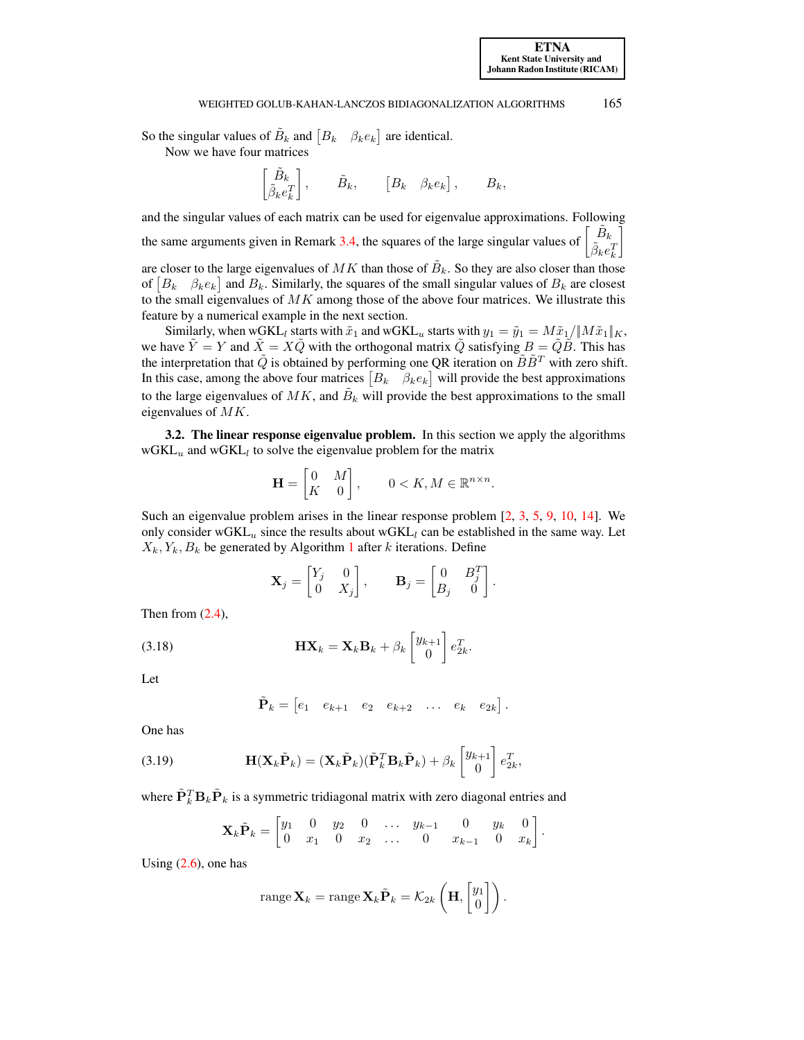So the singular values of $\tilde{B}_k$ and $\begin{bmatrix} B_k & \beta_k e_k \end{bmatrix}$ are identical.

Now we have four matrices

$$\begin{bmatrix} \tilde{B}_k \\ \tilde{\beta}_k e_k^T \end{bmatrix}, \qquad \tilde{B}_k, \qquad \begin{bmatrix} B_k & \beta_k e_k \end{bmatrix}, \qquad B_k,$$

and the singular values of each matrix can be used for eigenvalue approximations. Following the same arguments given in Remark 3.4, the squares of the large singular values of $\begin{bmatrix} \tilde{B}_k \\ \tilde{\beta}_k e_k^T \end{bmatrix}$ are closer to the large eigenvalues of $MK$ than those of $\tilde{B}_k$. So they are also closer than those of $\begin{bmatrix} B_k & \beta_k e_k \end{bmatrix}$ and $B_k$. Similarly, the squares of the small singular values of $B_k$ are closest to the small eigenvalues of $MK$ among those of the above four matrices. We illustrate this feature by a numerical example in the next section.

Similarly, when wGKL$_l$ starts with $\tilde{x}_1$ and wGKL$_u$ starts with $y_1 = \tilde{y}_1 = M\tilde{x}_1/\|M\tilde{x}_1\|_K$, we have $\tilde{Y} = Y$ and $\tilde{X} = X\tilde{Q}$ with the orthogonal matrix $\tilde{Q}$ satisfying $B = \tilde{Q}\tilde{B}$. This has the interpretation that $\tilde{Q}$ is obtained by performing one QR iteration on $\tilde{B}\tilde{B}^T$ with zero shift. In this case, among the above four matrices $\begin{bmatrix} B_k & \beta_k e_k \end{bmatrix}$ will provide the best approximations to the large eigenvalues of $MK$, and $\tilde{B}_k$ will provide the best approximations to the small eigenvalues of $MK$.

**3.2. The linear response eigenvalue problem.** In this section we apply the algorithms wGKL$_u$ and wGKL$_l$ to solve the eigenvalue problem for the matrix

$$\mathbf{H} = \begin{bmatrix} 0 & M \\ K & 0 \end{bmatrix}, \qquad 0 < K, M \in \mathbb{R}^{n \times n}.$$

Such an eigenvalue problem arises in the linear response problem [2, 3, 5, 9, 10, 14]. We only consider wGKL$_u$ since the results about wGKL$_l$ can be established in the same way. Let $X_k, Y_k, B_k$ be generated by Algorithm 1 after $k$ iterations. Define

$$\mathbf{X}_j = \begin{bmatrix} Y_j & 0 \\ 0 & X_j \end{bmatrix}, \qquad \mathbf{B}_j = \begin{bmatrix} 0 & B_j^T \\ B_j & 0 \end{bmatrix}.$$

Then from (2.4),

$$\mathbf{H}\mathbf{X}_k = \mathbf{X}_k \mathbf{B}_k + \beta_k \begin{bmatrix} y_{k+1} \\ 0 \end{bmatrix} e_{2k}^T. \tag{3.18}$$

Let

$$\tilde{\mathbf{P}}_k = \begin{bmatrix} e_1 & e_{k+1} & e_2 & e_{k+2} & \dots & e_k & e_{2k} \end{bmatrix}.$$

One has

$$\mathbf{H}(\mathbf{X}_k \tilde{\mathbf{P}}_k) = (\mathbf{X}_k \tilde{\mathbf{P}}_k)(\tilde{\mathbf{P}}_k^T \mathbf{B}_k \tilde{\mathbf{P}}_k) + \beta_k \begin{bmatrix} y_{k+1} \\ 0 \end{bmatrix} e_{2k}^T, \tag{3.19}$$

where $\tilde{\mathbf{P}}_k^T \mathbf{B}_k \tilde{\mathbf{P}}_k$ is a symmetric tridiagonal matrix with zero diagonal entries and

$$\mathbf{X}_k \tilde{\mathbf{P}}_k = \begin{bmatrix} y_1 & 0 & y_2 & 0 & \dots & y_{k-1} & 0 & y_k & 0 \\ 0 & x_1 & 0 & x_2 & \dots & 0 & x_{k-1} & 0 & x_k \end{bmatrix}.$$

Using (2.6), one has

$$\operatorname{range} \mathbf{X}_k = \operatorname{range} \mathbf{X}_k \tilde{\mathbf{P}}_k = \mathcal{K}_{2k}\left(\mathbf{H}, \begin{bmatrix} y_1 \\ 0 \end{bmatrix}\right).$$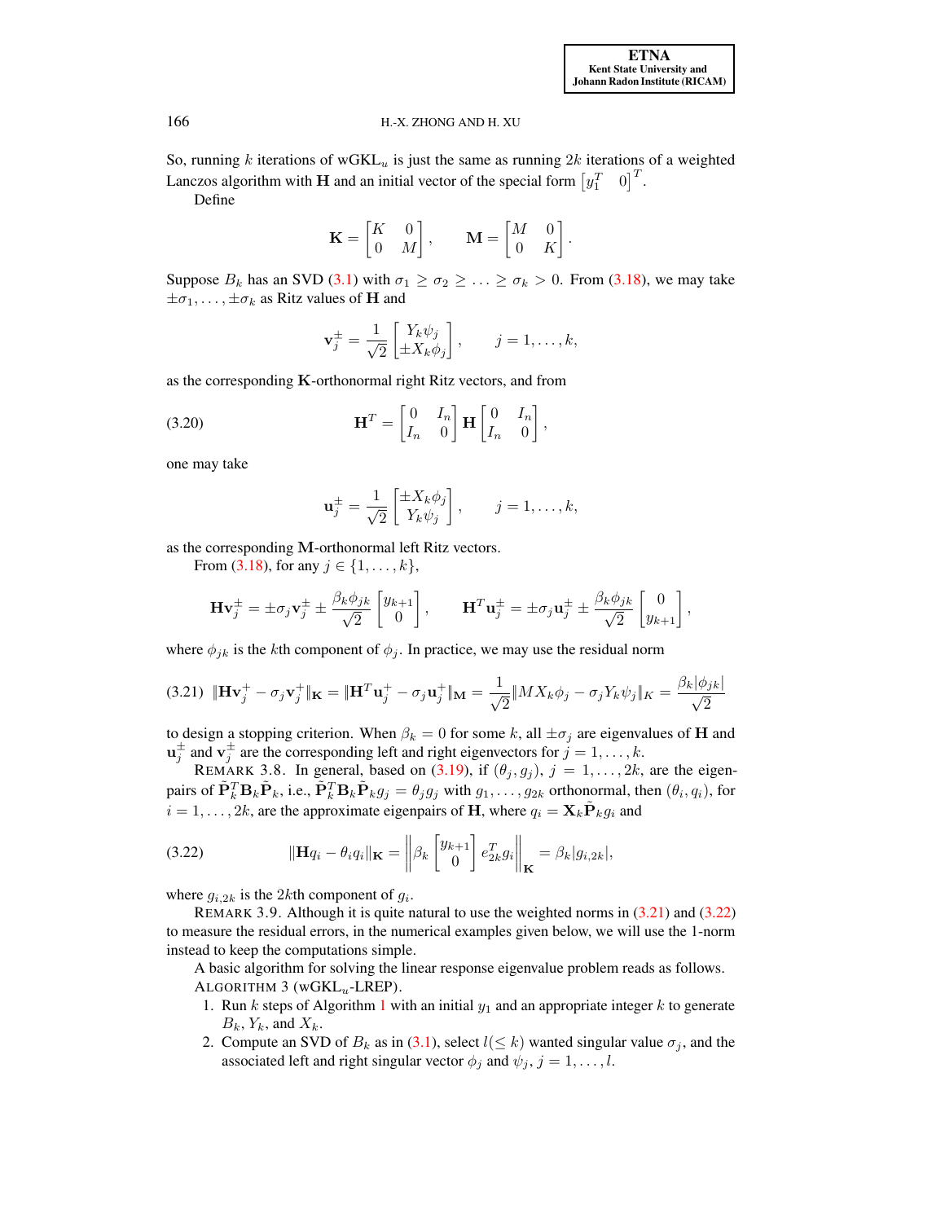So, running $k$ iterations of wGKL$_u$ is just the same as running $2k$ iterations of a weighted Lanczos algorithm with $\mathbf{H}$ and an initial vector of the special form $\begin{bmatrix} y_1^T & 0 \end{bmatrix}^T$.

Define

$$\mathbf{K} = \begin{bmatrix} K & 0 \\ 0 & M \end{bmatrix}, \qquad \mathbf{M} = \begin{bmatrix} M & 0 \\ 0 & K \end{bmatrix}.$$

Suppose $B_k$ has an SVD (3.1) with $\sigma_1 \geq \sigma_2 \geq \ldots \geq \sigma_k > 0$. From (3.18), we may take $\pm\sigma_1, \ldots, \pm\sigma_k$ as Ritz values of $\mathbf{H}$ and

$$\mathbf{v}_j^{\pm} = \frac{1}{\sqrt{2}} \begin{bmatrix} Y_k \psi_j \\ \pm X_k \phi_j \end{bmatrix}, \qquad j = 1, \ldots, k,$$

as the corresponding $\mathbf{K}$-orthonormal right Ritz vectors, and from

$$\mathbf{H}^T = \begin{bmatrix} 0 & I_n \\ I_n & 0 \end{bmatrix} \mathbf{H} \begin{bmatrix} 0 & I_n \\ I_n & 0 \end{bmatrix}, \tag{3.20}$$

one may take

$$\mathbf{u}_j^{\pm} = \frac{1}{\sqrt{2}} \begin{bmatrix} \pm X_k \phi_j \\ Y_k \psi_j \end{bmatrix}, \qquad j = 1, \ldots, k,$$

as the corresponding $\mathbf{M}$-orthonormal left Ritz vectors.

From (3.18), for any $j \in \{1, \ldots, k\}$,

$$\mathbf{H}\mathbf{v}_j^{\pm} = \pm\sigma_j \mathbf{v}_j^{\pm} \pm \frac{\beta_k \phi_{jk}}{\sqrt{2}} \begin{bmatrix} y_{k+1} \\ 0 \end{bmatrix}, \qquad \mathbf{H}^T \mathbf{u}_j^{\pm} = \pm\sigma_j \mathbf{u}_j^{\pm} \pm \frac{\beta_k \phi_{jk}}{\sqrt{2}} \begin{bmatrix} 0 \\ y_{k+1} \end{bmatrix},$$

where $\phi_{jk}$ is the $k$th component of $\phi_j$. In practice, we may use the residual norm

$$\|\mathbf{H}\mathbf{v}_j^{+} - \sigma_j \mathbf{v}_j^{+}\|_{\mathbf{K}} = \|\mathbf{H}^T \mathbf{u}_j^{+} - \sigma_j \mathbf{u}_j^{+}\|_{\mathbf{M}} = \frac{1}{\sqrt{2}} \|M X_k \phi_j - \sigma_j Y_k \psi_j\|_K = \frac{\beta_k |\phi_{jk}|}{\sqrt{2}} \tag{3.21}$$

to design a stopping criterion. When $\beta_k = 0$ for some $k$, all $\pm\sigma_j$ are eigenvalues of $\mathbf{H}$ and $\mathbf{u}_j^{\pm}$ and $\mathbf{v}_j^{\pm}$ are the corresponding left and right eigenvectors for $j = 1, \ldots, k$.

REMARK 3.8. In general, based on (3.19), if $(\theta_j, g_j)$, $j = 1, \ldots, 2k$, are the eigenpairs of $\tilde{\mathbf{P}}_k^T \mathbf{B}_k \tilde{\mathbf{P}}_k$, i.e., $\tilde{\mathbf{P}}_k^T \mathbf{B}_k \tilde{\mathbf{P}}_k g_j = \theta_j g_j$ with $g_1, \ldots, g_{2k}$ orthonormal, then $(\theta_i, q_i)$, for $i = 1, \ldots, 2k$, are the approximate eigenpairs of $\mathbf{H}$, where $q_i = \mathbf{X}_k \tilde{\mathbf{P}}_k g_i$ and

$$\|\mathbf{H} q_i - \theta_i q_i\|_{\mathbf{K}} = \left\| \beta_k \begin{bmatrix} y_{k+1} \\ 0 \end{bmatrix} e_{2k}^T g_i \right\|_{\mathbf{K}} = \beta_k |g_{i,2k}|, \tag{3.22}$$

where $g_{i,2k}$ is the $2k$th component of $g_i$.

REMARK 3.9. Although it is quite natural to use the weighted norms in (3.21) and (3.22) to measure the residual errors, in the numerical examples given below, we will use the 1-norm instead to keep the computations simple.

A basic algorithm for solving the linear response eigenvalue problem reads as follows.

ALGORITHM 3 (wGKL$_u$-LREP).

1. Run $k$ steps of Algorithm 1 with an initial $y_1$ and an appropriate integer $k$ to generate $B_k$, $Y_k$, and $X_k$.
2. Compute an SVD of $B_k$ as in (3.1), select $l (\leq k)$ wanted singular value $\sigma_j$, and the associated left and right singular vector $\phi_j$ and $\psi_j$, $j = 1, \ldots, l$.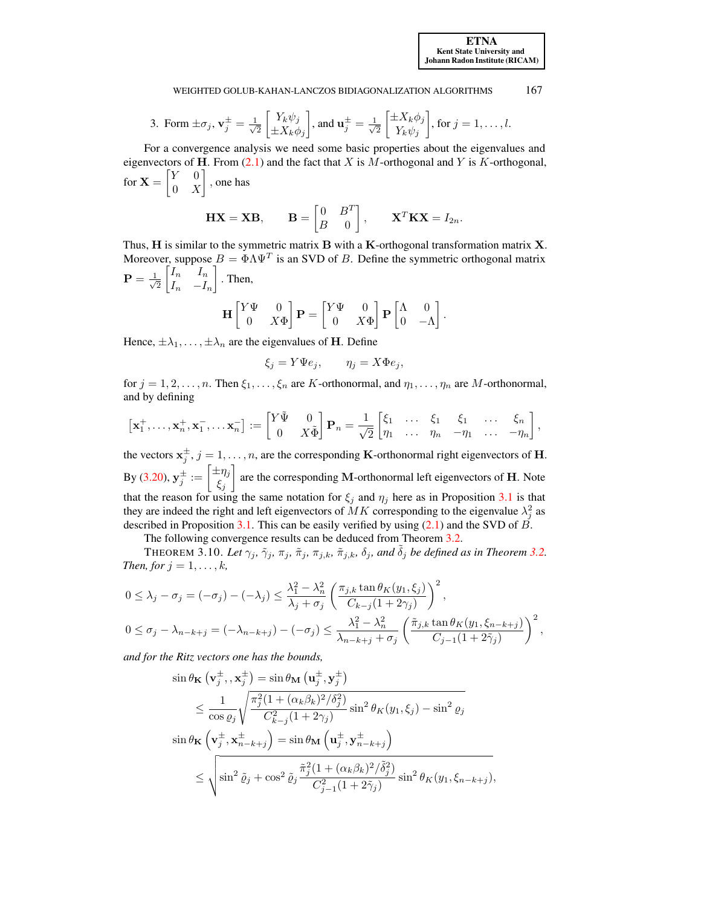3. Form $\pm\sigma_j$, $\mathbf{v}_j^{\pm} = \frac{1}{\sqrt{2}} \begin{bmatrix} Y_k\psi_j \\ \pm X_k\phi_j \end{bmatrix}$, and $\mathbf{u}_j^{\pm} = \frac{1}{\sqrt{2}} \begin{bmatrix} \pm X_k\phi_j \\ Y_k\psi_j \end{bmatrix}$, for $j = 1, \ldots, l$.

For a convergence analysis we need some basic properties about the eigenvalues and eigenvectors of $\mathbf{H}$. From (2.1) and the fact that $X$ is $M$-orthogonal and $Y$ is $K$-orthogonal, for $\mathbf{X} = \begin{bmatrix} Y & 0 \\ 0 & X \end{bmatrix}$, one has

$$\mathbf{H}\mathbf{X} = \mathbf{X}\mathbf{B}, \qquad \mathbf{B} = \begin{bmatrix} 0 & B^T \\ B & 0 \end{bmatrix}, \qquad \mathbf{X}^T\mathbf{K}\mathbf{X} = I_{2n}.$$

Thus, $\mathbf{H}$ is similar to the symmetric matrix $\mathbf{B}$ with a $\mathbf{K}$-orthogonal transformation matrix $\mathbf{X}$. Moreover, suppose $B = \Phi\Lambda\Psi^T$ is an SVD of $B$. Define the symmetric orthogonal matrix $\mathbf{P} = \frac{1}{\sqrt{2}} \begin{bmatrix} I_n & I_n \\ I_n & -I_n \end{bmatrix}$. Then,

$$\mathbf{H} \begin{bmatrix} Y\Psi & 0 \\ 0 & X\Phi \end{bmatrix} \mathbf{P} = \begin{bmatrix} Y\Psi & 0 \\ 0 & X\Phi \end{bmatrix} \mathbf{P} \begin{bmatrix} \Lambda & 0 \\ 0 & -\Lambda \end{bmatrix}.$$

Hence, $\pm\lambda_1, \ldots, \pm\lambda_n$ are the eigenvalues of $\mathbf{H}$. Define

$$\xi_j = Y\Psi e_j, \qquad \eta_j = X\Phi e_j,$$

for $j = 1, 2, \ldots, n$. Then $\xi_1, \ldots, \xi_n$ are $K$-orthonormal, and $\eta_1, \ldots, \eta_n$ are $M$-orthonormal, and by defining

$$\left[\mathbf{x}_1^+, \ldots, \mathbf{x}_n^+, \mathbf{x}_1^-, \ldots \mathbf{x}_n^-\right] := \begin{bmatrix} Y\tilde{\Psi} & 0 \\ 0 & X\tilde{\Phi} \end{bmatrix} \mathbf{P}_n = \frac{1}{\sqrt{2}} \begin{bmatrix} \xi_1 & \ldots & \xi_1 & \xi_1 & \ldots & \xi_n \\ \eta_1 & \ldots & \eta_n & -\eta_1 & \ldots & -\eta_n \end{bmatrix},$$

the vectors $\mathbf{x}_j^{\pm}$, $j = 1, \ldots, n$, are the corresponding $\mathbf{K}$-orthonormal right eigenvectors of $\mathbf{H}$. By (3.20), $\mathbf{y}_j^{\pm} := \begin{bmatrix} \pm\eta_j \\ \xi_j \end{bmatrix}$ are the corresponding $\mathbf{M}$-orthonormal left eigenvectors of $\mathbf{H}$. Note that the reason for using the same notation for $\xi_j$ and $\eta_j$ here as in Proposition 3.1 is that they are indeed the right and left eigenvectors of $MK$ corresponding to the eigenvalue $\lambda_j^2$ as described in Proposition 3.1. This can be easily verified by using (2.1) and the SVD of $B$.

The following convergence results can be deduced from Theorem 3.2.

THEOREM 3.10. *Let $\gamma_j$, $\tilde{\gamma}_j$, $\pi_j$, $\tilde{\pi}_j$, $\pi_{j,k}$, $\tilde{\pi}_{j,k}$, $\delta_j$, and $\tilde{\delta}_j$ be defined as in Theorem 3.2. Then, for $j = 1, \ldots, k$,*

$$0 \le \lambda_j - \sigma_j = (-\sigma_j) - (-\lambda_j) \le \frac{\lambda_1^2 - \lambda_n^2}{\lambda_j + \sigma_j} \left( \frac{\pi_{j,k} \tan\theta_K(y_1, \xi_j)}{C_{k-j}(1 + 2\gamma_j)} \right)^2,$$

$$0 \le \sigma_j - \lambda_{n-k+j} = (-\lambda_{n-k+j}) - (-\sigma_j) \le \frac{\lambda_1^2 - \lambda_n^2}{\lambda_{n-k+j} + \sigma_j} \left( \frac{\tilde{\pi}_{j,k} \tan\theta_K(y_1, \xi_{n-k+j})}{C_{j-1}(1 + 2\tilde{\gamma}_j)} \right)^2,$$

*and for the Ritz vectors one has the bounds,*

$$\begin{aligned}
\sin\theta_{\mathbf{K}}\left(\mathbf{v}_j^{\pm}, , \mathbf{x}_j^{\pm}\right) &= \sin\theta_{\mathbf{M}}\left(\mathbf{u}_j^{\pm}, \mathbf{y}_j^{\pm}\right) \\
&\le \frac{1}{\cos\varrho_j} \sqrt{\frac{\pi_j^2(1 + (\alpha_k\beta_k)^2/\delta_j^2)}{C_{k-j}^2(1 + 2\gamma_j)} \sin^2\theta_K(y_1, \xi_j) - \sin^2\varrho_j} \\
\sin\theta_{\mathbf{K}}\left(\mathbf{v}_j^{\pm}, \mathbf{x}_{n-k+j}^{\pm}\right) &= \sin\theta_{\mathbf{M}}\left(\mathbf{u}_j^{\pm}, \mathbf{y}_{n-k+j}^{\pm}\right) \\
&\le \sqrt{\sin^2\tilde{\varrho}_j + \cos^2\tilde{\varrho}_j \frac{\tilde{\pi}_j^2(1 + (\alpha_k\beta_k)^2/\tilde{\delta}_j^2)}{C_{j-1}^2(1 + 2\tilde{\gamma}_j)} \sin^2\theta_K(y_1, \xi_{n-k+j})},
\end{aligned}$$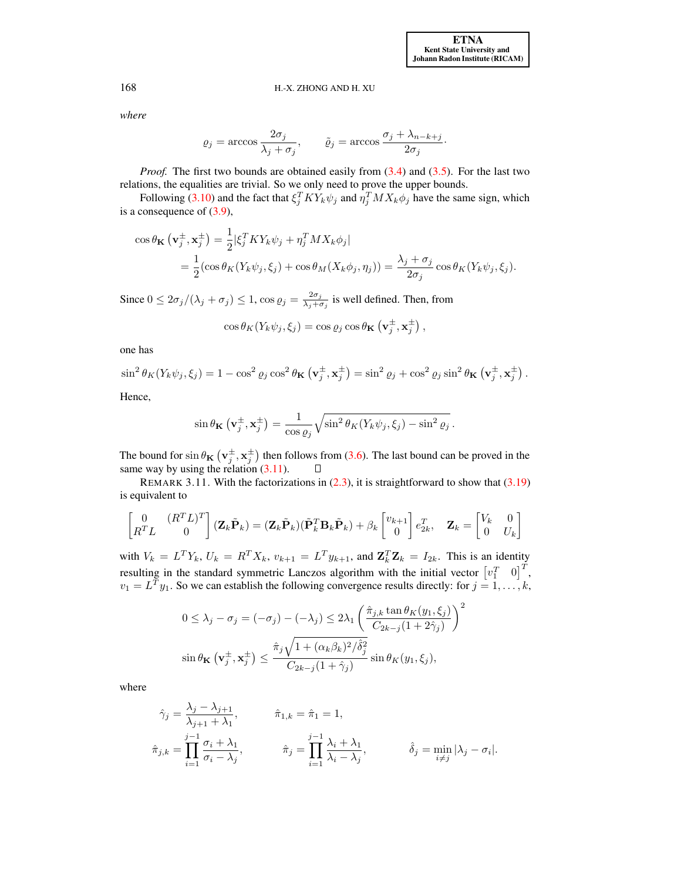*where*

$$\varrho_j = \arccos \frac{2\sigma_j}{\lambda_j + \sigma_j}, \qquad \tilde{\varrho}_j = \arccos \frac{\sigma_j + \lambda_{n-k+j}}{2\sigma_j}.$$

*Proof.* The first two bounds are obtained easily from (3.4) and (3.5). For the last two relations, the equalities are trivial. So we only need to prove the upper bounds.

Following (3.10) and the fact that $\xi_j^T K Y_k \psi_j$ and $\eta_j^T M X_k \phi_j$ have the same sign, which is a consequence of (3.9),

$$\begin{aligned}
\cos\theta_{\mathbf{K}}\left(\mathbf{v}_j^{\pm}, \mathbf{x}_j^{\pm}\right) &= \frac{1}{2}|\xi_j^T K Y_k \psi_j + \eta_j^T M X_k \phi_j| \\
&= \frac{1}{2}(\cos\theta_K(Y_k\psi_j, \xi_j) + \cos\theta_M(X_k\phi_j, \eta_j)) = \frac{\lambda_j + \sigma_j}{2\sigma_j}\cos\theta_K(Y_k\psi_j, \xi_j).
\end{aligned}$$

Since $0 \le 2\sigma_j/(\lambda_j + \sigma_j) \le 1$, $\cos\varrho_j = \frac{2\sigma_j}{\lambda_j+\sigma_j}$ is well defined. Then, from

$$\cos\theta_K(Y_k\psi_j, \xi_j) = \cos\varrho_j \cos\theta_{\mathbf{K}}\left(\mathbf{v}_j^{\pm}, \mathbf{x}_j^{\pm}\right),$$

one has

$$\sin^2\theta_K(Y_k\psi_j, \xi_j) = 1 - \cos^2\varrho_j \cos^2\theta_{\mathbf{K}}\left(\mathbf{v}_j^{\pm}, \mathbf{x}_j^{\pm}\right) = \sin^2\varrho_j + \cos^2\varrho_j \sin^2\theta_{\mathbf{K}}\left(\mathbf{v}_j^{\pm}, \mathbf{x}_j^{\pm}\right).$$

Hence,

$$\sin\theta_{\mathbf{K}}\left(\mathbf{v}_j^{\pm}, \mathbf{x}_j^{\pm}\right) = \frac{1}{\cos\varrho_j}\sqrt{\sin^2\theta_K(Y_k\psi_j, \xi_j) - \sin^2\varrho_j}.$$

The bound for $\sin\theta_{\mathbf{K}}\left(\mathbf{v}_j^{\pm}, \mathbf{x}_j^{\pm}\right)$ then follows from (3.6). The last bound can be proved in the same way by using the relation (3.11). □

REMARK 3.11. With the factorizations in (2.3), it is straightforward to show that (3.19) is equivalent to

$$\begin{bmatrix} 0 & (R^T L)^T \\ R^T L & 0 \end{bmatrix} (\mathbf{Z}_k \tilde{\mathbf{P}}_k) = (\mathbf{Z}_k \tilde{\mathbf{P}}_k)(\tilde{\mathbf{P}}_k^T \mathbf{B}_k \tilde{\mathbf{P}}_k) + \beta_k \begin{bmatrix} v_{k+1} \\ 0 \end{bmatrix} e_{2k}^T, \quad \mathbf{Z}_k = \begin{bmatrix} V_k & 0 \\ 0 & U_k \end{bmatrix}$$

with $V_k = L^T Y_k$, $U_k = R^T X_k$, $v_{k+1} = L^T y_{k+1}$, and $\mathbf{Z}_k^T \mathbf{Z}_k = I_{2k}$. This is an identity resulting in the standard symmetric Lanczos algorithm with the initial vector $\begin{bmatrix} v_1^T & 0 \end{bmatrix}^T$, $v_1 = L^T y_1$. So we can establish the following convergence results directly: for $j = 1, \ldots, k$,

$$\begin{aligned}
0 \le \lambda_j - \sigma_j = (-\sigma_j) - (-\lambda_j) &\le 2\lambda_1 \left(\frac{\hat{\pi}_{j,k}\tan\theta_K(y_1, \xi_j)}{C_{2k-j}(1 + 2\hat{\gamma}_j)}\right)^2 \\
\sin\theta_{\mathbf{K}}\left(\mathbf{v}_j^{\pm}, \mathbf{x}_j^{\pm}\right) &\le \frac{\hat{\pi}_j\sqrt{1 + (\alpha_k\beta_k)^2/\hat{\delta}_j^2}}{C_{2k-j}(1 + \hat{\gamma}_j)}\sin\theta_K(y_1, \xi_j),
\end{aligned}$$

where

$$\hat{\gamma}_j = \frac{\lambda_j - \lambda_{j+1}}{\lambda_{j+1} + \lambda_1}, \qquad \hat{\pi}_{1,k} = \hat{\pi}_1 = 1,$$

$$\hat{\pi}_{j,k} = \prod_{i=1}^{j-1}\frac{\sigma_i + \lambda_1}{\sigma_i - \lambda_j}, \qquad \hat{\pi}_j = \prod_{i=1}^{j-1}\frac{\lambda_i + \lambda_1}{\lambda_i - \lambda_j}, \qquad \hat{\delta}_j = \min_{i \ne j}|\lambda_j - \sigma_i|.$$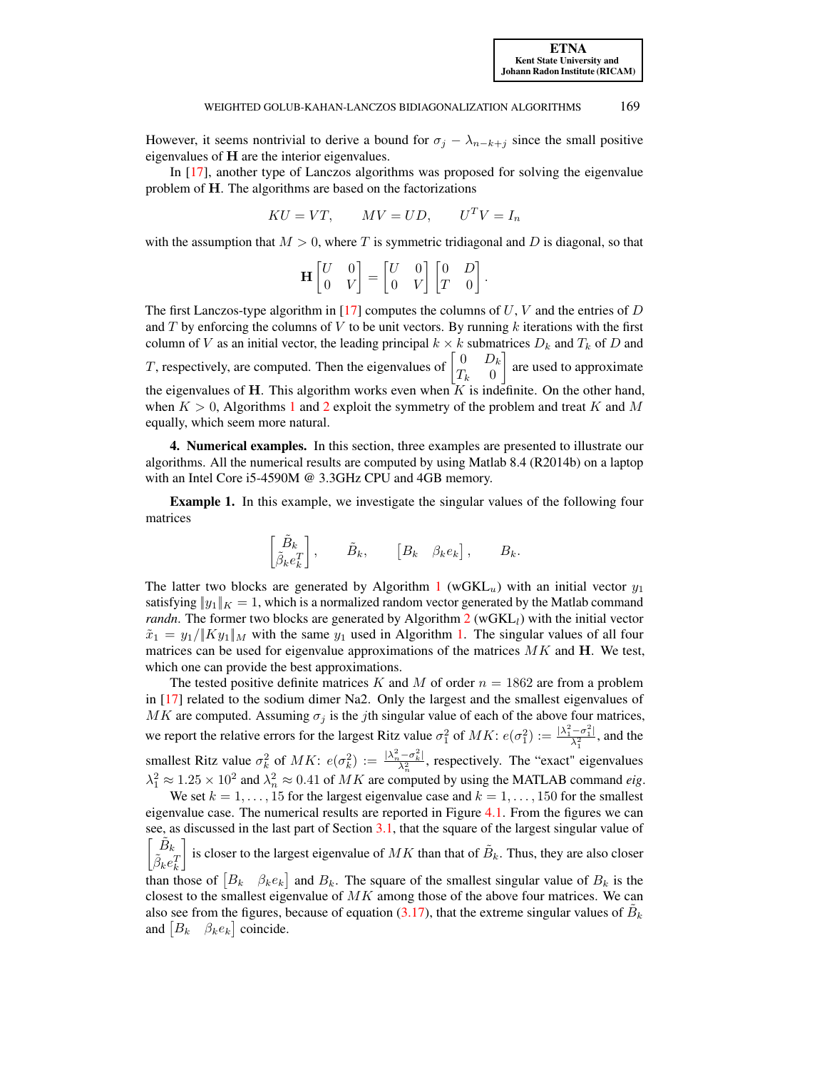However, it seems nontrivial to derive a bound for $\sigma_j - \lambda_{n-k+j}$ since the small positive eigenvalues of $\mathbf{H}$ are the interior eigenvalues.

In [17], another type of Lanczos algorithms was proposed for solving the eigenvalue problem of $\mathbf{H}$. The algorithms are based on the factorizations

$$KU = VT, \qquad MV = UD, \qquad U^T V = I_n$$

with the assumption that $M > 0$, where $T$ is symmetric tridiagonal and $D$ is diagonal, so that

$$\mathbf{H} \begin{bmatrix} U & 0 \\ 0 & V \end{bmatrix} = \begin{bmatrix} U & 0 \\ 0 & V \end{bmatrix} \begin{bmatrix} 0 & D \\ T & 0 \end{bmatrix}.$$

The first Lanczos-type algorithm in [17] computes the columns of $U$, $V$ and the entries of $D$ and $T$ by enforcing the columns of $V$ to be unit vectors. By running $k$ iterations with the first column of $V$ as an initial vector, the leading principal $k \times k$ submatrices $D_k$ and $T_k$ of $D$ and $T$, respectively, are computed. Then the eigenvalues of $\begin{bmatrix} 0 & D_k \\ T_k & 0 \end{bmatrix}$ are used to approximate the eigenvalues of $\mathbf{H}$. This algorithm works even when $K$ is indefinite. On the other hand, when $K > 0$, Algorithms 1 and 2 exploit the symmetry of the problem and treat $K$ and $M$ equally, which seem more natural.

**4. Numerical examples.** In this section, three examples are presented to illustrate our algorithms. All the numerical results are computed by using Matlab 8.4 (R2014b) on a laptop with an Intel Core i5-4590M @ 3.3GHz CPU and 4GB memory.

**Example 1.** In this example, we investigate the singular values of the following four matrices

$$\begin{bmatrix} \tilde{B}_k \\ \tilde{\beta}_k e_k^T \end{bmatrix}, \qquad \tilde{B}_k, \qquad \begin{bmatrix} B_k & \beta_k e_k \end{bmatrix}, \qquad B_k.$$

The latter two blocks are generated by Algorithm 1 (wGKL$_u$) with an initial vector $y_1$ satisfying $\|y_1\|_K = 1$, which is a normalized random vector generated by the Matlab command *randn*. The former two blocks are generated by Algorithm 2 (wGKL$_l$) with the initial vector $\tilde{x}_1 = y_1/\|Ky_1\|_M$ with the same $y_1$ used in Algorithm 1. The singular values of all four matrices can be used for eigenvalue approximations of the matrices $MK$ and $\mathbf{H}$. We test, which one can provide the best approximations.

The tested positive definite matrices $K$ and $M$ of order $n = 1862$ are from a problem in [17] related to the sodium dimer Na2. Only the largest and the smallest eigenvalues of $MK$ are computed. Assuming $\sigma_j$ is the $j$th singular value of each of the above four matrices, we report the relative errors for the largest Ritz value $\sigma_1^2$ of $MK$: $e(\sigma_1^2) := \frac{|\lambda_1^2 - \sigma_1^2|}{\lambda_1^2}$, and the smallest Ritz value $\sigma_k^2$ of $MK$: $e(\sigma_k^2) := \frac{|\lambda_n^2 - \sigma_k^2|}{\lambda_n^2}$, respectively. The "exact" eigenvalues $\lambda_1^2 \approx 1.25 \times 10^2$ and $\lambda_n^2 \approx 0.41$ of $MK$ are computed by using the MATLAB command *eig*.

We set $k = 1, \ldots, 15$ for the largest eigenvalue case and $k = 1, \ldots, 150$ for the smallest eigenvalue case. The numerical results are reported in Figure 4.1. From the figures we can see, as discussed in the last part of Section 3.1, that the square of the largest singular value of $\begin{bmatrix} \tilde{B}_k \\ \tilde{\beta}_k e_k^T \end{bmatrix}$ is closer to the largest eigenvalue of $MK$ than that of $\tilde{B}_k$. Thus, they are also closer than those of $\begin{bmatrix} B_k & \beta_k e_k \end{bmatrix}$ and $B_k$. The square of the smallest singular value of $B_k$ is the closest to the smallest eigenvalue of $MK$ among those of the above four matrices. We can also see from the figures, because of equation (3.17), that the extreme singular values of $\tilde{B}_k$ and $\begin{bmatrix} B_k & \beta_k e_k \end{bmatrix}$ coincide.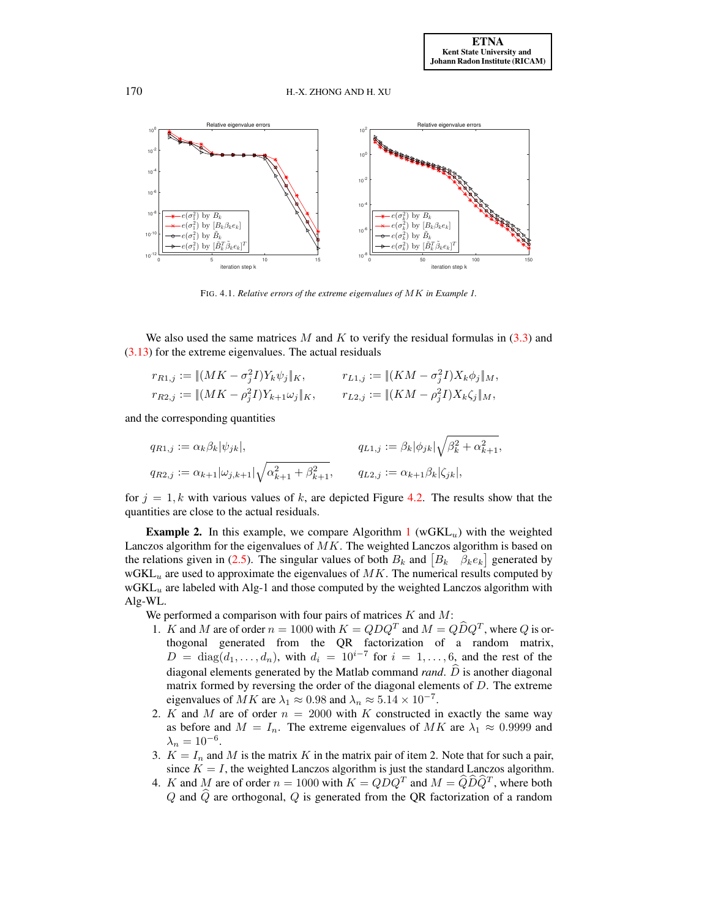FIG. 4.1. *Relative errors of the extreme eigenvalues of $MK$ in Example 1.*

We also used the same matrices $M$ and $K$ to verify the residual formulas in (3.3) and (3.13) for the extreme eigenvalues. The actual residuals

$$r_{R1,j} := \|(MK - \sigma_j^2 I)Y_k\psi_j\|_K, \qquad r_{L1,j} := \|(KM - \sigma_j^2 I)X_k\phi_j\|_M,$$
$$r_{R2,j} := \|(MK - \rho_j^2 I)Y_{k+1}\omega_j\|_K, \qquad r_{L2,j} := \|(KM - \rho_j^2 I)X_k\zeta_j\|_M,$$

and the corresponding quantities

$$q_{R1,j} := \alpha_k\beta_k|\psi_{jk}|, \qquad q_{L1,j} := \beta_k|\phi_{jk}|\sqrt{\beta_k^2 + \alpha_{k+1}^2},$$
$$q_{R2,j} := \alpha_{k+1}|\omega_{j,k+1}|\sqrt{\alpha_{k+1}^2 + \beta_{k+1}^2}, \qquad q_{L2,j} := \alpha_{k+1}\beta_k|\zeta_{jk}|,$$

for $j = 1, k$ with various values of $k$, are depicted Figure 4.2. The results show that the quantities are close to the actual residuals.

**Example 2.** In this example, we compare Algorithm 1 (wGKL$_u$) with the weighted Lanczos algorithm for the eigenvalues of $MK$. The weighted Lanczos algorithm is based on the relations given in (2.5). The singular values of both $B_k$ and $\begin{bmatrix} B_k & \beta_k e_k \end{bmatrix}$ generated by wGKL$_u$ are used to approximate the eigenvalues of $MK$. The numerical results computed by wGKL$_u$ are labeled with Alg-1 and those computed by the weighted Lanczos algorithm with Alg-WL.

We performed a comparison with four pairs of matrices $K$ and $M$:

1. $K$ and $M$ are of order $n = 1000$ with $K = QDQ^T$ and $M = Q\widehat{D}Q^T$, where $Q$ is orthogonal generated from the QR factorization of a random matrix, $D = \operatorname{diag}(d_1, \ldots, d_n)$, with $d_i = 10^{i-7}$ for $i = 1, \ldots, 6$, and the rest of the diagonal elements generated by the Matlab command *rand*. $\widehat{D}$ is another diagonal matrix formed by reversing the order of the diagonal elements of $D$. The extreme eigenvalues of $MK$ are $\lambda_1 \approx 0.98$ and $\lambda_n \approx 5.14 \times 10^{-7}$.
2. $K$ and $M$ are of order $n = 2000$ with $K$ constructed in exactly the same way as before and $M = I_n$. The extreme eigenvalues of $MK$ are $\lambda_1 \approx 0.9999$ and $\lambda_n = 10^{-6}$.
3. $K = I_n$ and $M$ is the matrix $K$ in the matrix pair of item 2. Note that for such a pair, since $K = I$, the weighted Lanczos algorithm is just the standard Lanczos algorithm.
4. $K$ and $M$ are of order $n = 1000$ with $K = QDQ^T$ and $M = \widehat{Q}\widehat{D}\widehat{Q}^T$, where both $Q$ and $\widehat{Q}$ are orthogonal, $Q$ is generated from the QR factorization of a random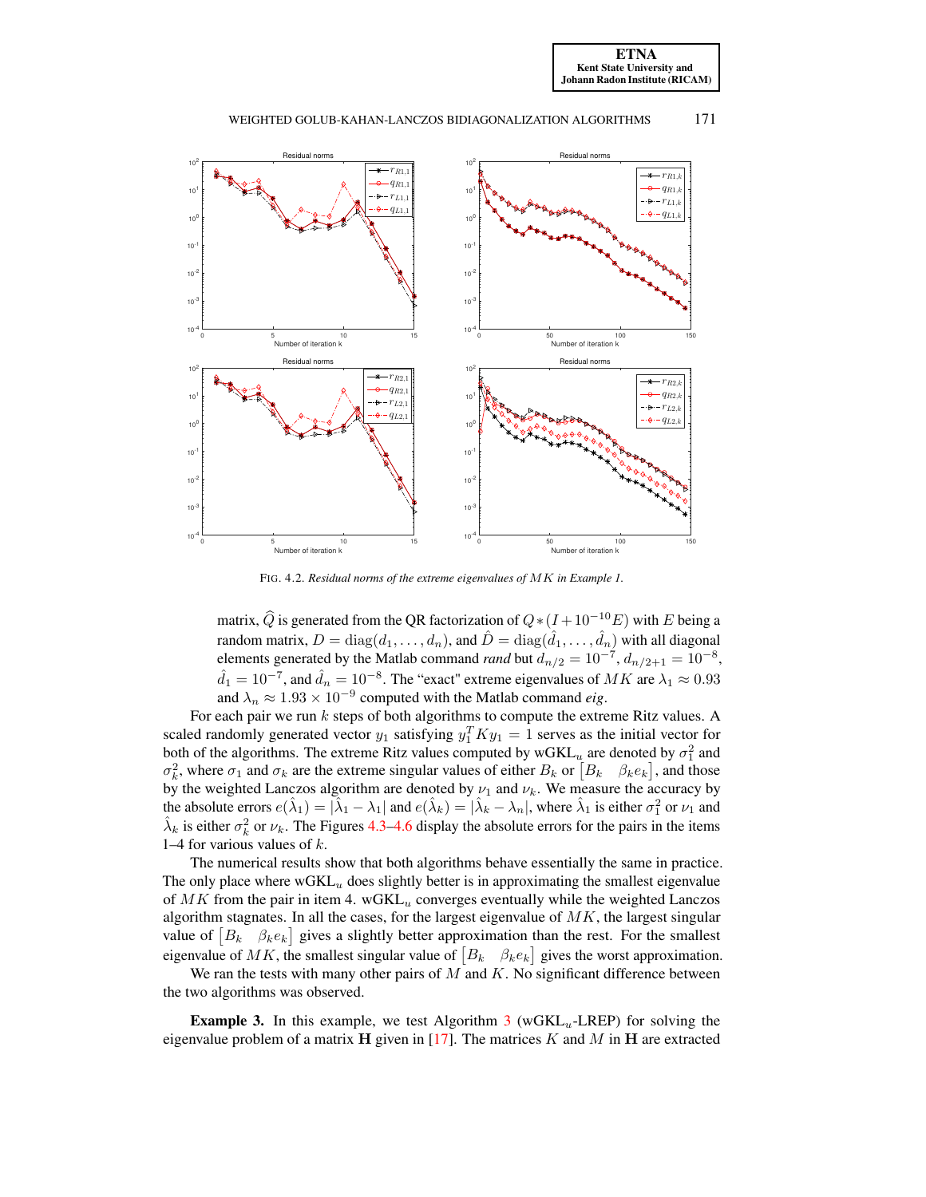FIG. 4.2. *Residual norms of the extreme eigenvalues of $MK$ in Example 1.*

matrix, $\widehat{Q}$ is generated from the QR factorization of $Q * (I + 10^{-10}E)$ with $E$ being a random matrix, $D = \mathrm{diag}(d_1, \ldots, d_n)$, and $\hat{D} = \mathrm{diag}(\hat{d}_1, \ldots, \hat{d}_n)$ with all diagonal elements generated by the Matlab command *rand* but $d_{n/2} = 10^{-7}$, $d_{n/2+1} = 10^{-8}$, $\hat{d}_1 = 10^{-7}$, and $\hat{d}_n = 10^{-8}$. The "exact" extreme eigenvalues of $MK$ are $\lambda_1 \approx 0.93$ and $\lambda_n \approx 1.93 \times 10^{-9}$ computed with the Matlab command *eig*.

For each pair we run $k$ steps of both algorithms to compute the extreme Ritz values. A scaled randomly generated vector $y_1$ satisfying $y_1^T K y_1 = 1$ serves as the initial vector for both of the algorithms. The extreme Ritz values computed by wGKL$_u$ are denoted by $\sigma_1^2$ and $\sigma_k^2$, where $\sigma_1$ and $\sigma_k$ are the extreme singular values of either $B_k$ or $\begin{bmatrix} B_k & \beta_k e_k \end{bmatrix}$, and those by the weighted Lanczos algorithm are denoted by $\nu_1$ and $\nu_k$. We measure the accuracy by the absolute errors $e(\hat{\lambda}_1) = |\hat{\lambda}_1 - \lambda_1|$ and $e(\hat{\lambda}_k) = |\hat{\lambda}_k - \lambda_n|$, where $\hat{\lambda}_1$ is either $\sigma_1^2$ or $\nu_1$ and $\hat{\lambda}_k$ is either $\sigma_k^2$ or $\nu_k$. The Figures 4.3–4.6 display the absolute errors for the pairs in the items 1–4 for various values of $k$.

The numerical results show that both algorithms behave essentially the same in practice. The only place where wGKL$_u$ does slightly better is in approximating the smallest eigenvalue of $MK$ from the pair in item 4. wGKL$_u$ converges eventually while the weighted Lanczos algorithm stagnates. In all the cases, for the largest eigenvalue of $MK$, the largest singular value of $\begin{bmatrix} B_k & \beta_k e_k \end{bmatrix}$ gives a slightly better approximation than the rest. For the smallest eigenvalue of $MK$, the smallest singular value of $\begin{bmatrix} B_k & \beta_k e_k \end{bmatrix}$ gives the worst approximation.

We ran the tests with many other pairs of $M$ and $K$. No significant difference between the two algorithms was observed.

**Example 3.** In this example, we test Algorithm 3 (wGKL$_u$-LREP) for solving the eigenvalue problem of a matrix $\mathbf{H}$ given in [17]. The matrices $K$ and $M$ in $\mathbf{H}$ are extracted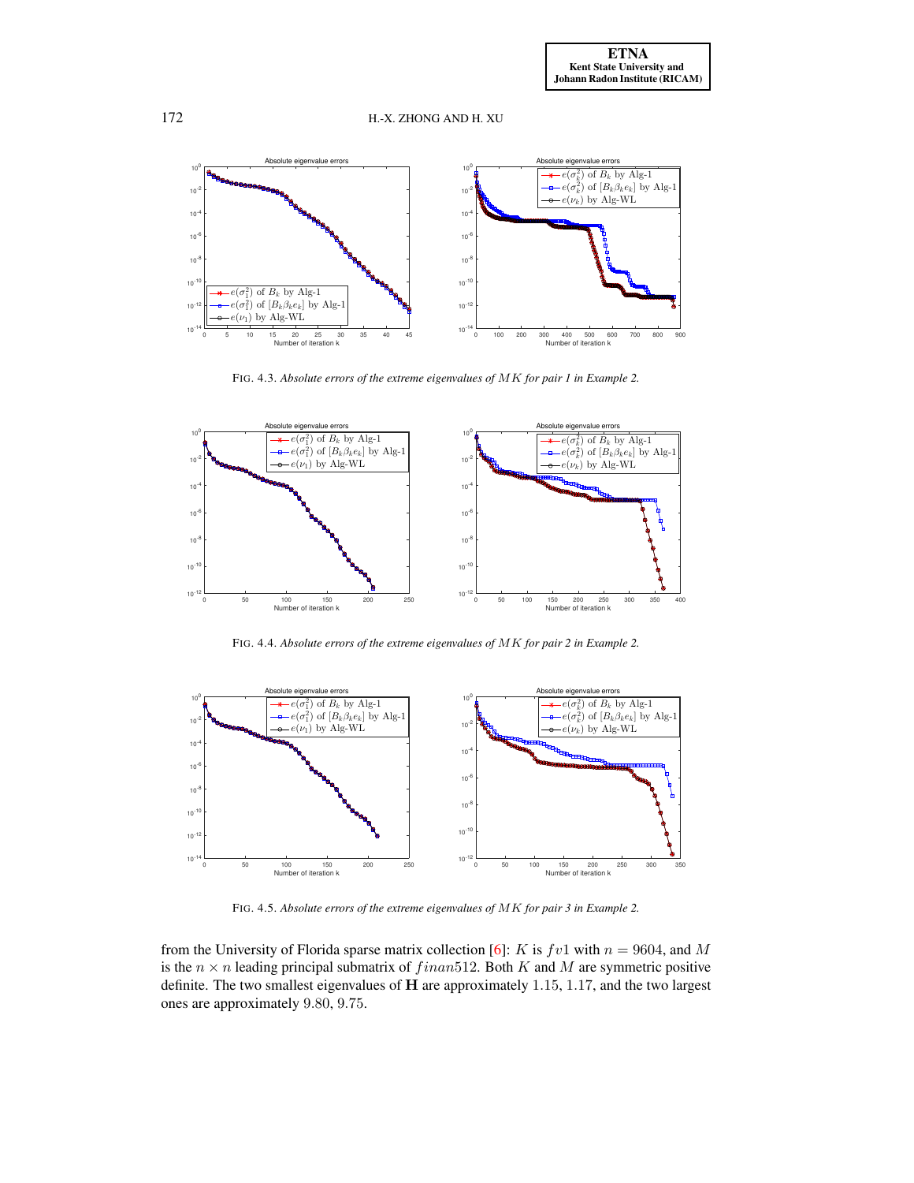FIG. 4.3. *Absolute errors of the extreme eigenvalues of $MK$ for pair 1 in Example 2.*

FIG. 4.4. *Absolute errors of the extreme eigenvalues of $MK$ for pair 2 in Example 2.*

FIG. 4.5. *Absolute errors of the extreme eigenvalues of $MK$ for pair 3 in Example 2.*

from the University of Florida sparse matrix collection [6]: $K$ is $fv1$ with $n = 9604$, and $M$ is the $n \times n$ leading principal submatrix of $finan512$. Both $K$ and $M$ are symmetric positive definite. The two smallest eigenvalues of $\mathbf{H}$ are approximately $1.15$, $1.17$, and the two largest ones are approximately $9.80$, $9.75$.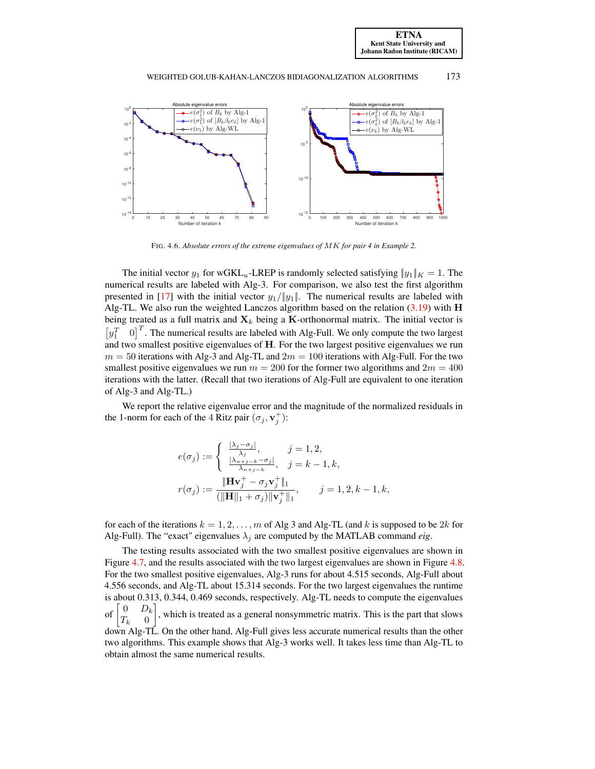FIG. 4.6. *Absolute errors of the extreme eigenvalues of $MK$ for pair 4 in Example 2.*

The initial vector $y_1$ for wGKL$_u$-LREP is randomly selected satisfying $\|y_1\|_K = 1$. The numerical results are labeled with Alg-3. For comparison, we also test the first algorithm presented in [17] with the initial vector $y_1/\|y_1\|$. The numerical results are labeled with Alg-TL. We also run the weighted Lanczos algorithm based on the relation (3.19) with $\mathbf{H}$ being treated as a full matrix and $\mathbf{X}_k$ being a $\mathbf{K}$-orthonormal matrix. The initial vector is $\begin{bmatrix} y_1^T & 0 \end{bmatrix}^T$. The numerical results are labeled with Alg-Full. We only compute the two largest and two smallest positive eigenvalues of $\mathbf{H}$. For the two largest positive eigenvalues we run $m = 50$ iterations with Alg-3 and Alg-TL and $2m = 100$ iterations with Alg-Full. For the two smallest positive eigenvalues we run $m = 200$ for the former two algorithms and $2m = 400$ iterations with the latter. (Recall that two iterations of Alg-Full are equivalent to one iteration of Alg-3 and Alg-TL.)

We report the relative eigenvalue error and the magnitude of the normalized residuals in the 1-norm for each of the 4 Ritz pair $(\sigma_j, \mathbf{v}_j^+)$:

$$e(\sigma_j) := \begin{cases} \frac{|\lambda_j - \sigma_j|}{\lambda_j}, & j = 1, 2, \\ \frac{|\lambda_{n+j-k} - \sigma_j|}{\lambda_{n+j-k}}, & j = k-1, k, \end{cases}$$

$$r(\sigma_j) := \frac{\|\mathbf{H}\mathbf{v}_j^+ - \sigma_j \mathbf{v}_j^+\|_1}{(\|\mathbf{H}\|_1 + \sigma_j)\|\mathbf{v}_j^+\|_1}, \qquad j = 1, 2, k-1, k,$$

for each of the iterations $k = 1, 2, \ldots, m$ of Alg 3 and Alg-TL (and $k$ is supposed to be $2k$ for Alg-Full). The "exact" eigenvalues $\lambda_j$ are computed by the MATLAB command *eig*.

The testing results associated with the two smallest positive eigenvalues are shown in Figure 4.7, and the results associated with the two largest eigenvalues are shown in Figure 4.8. For the two smallest positive eigenvalues, Alg-3 runs for about 4.515 seconds, Alg-Full about 4.556 seconds, and Alg-TL about 15.314 seconds. For the two largest eigenvalues the runtime is about 0.313, 0.344, 0.469 seconds, respectively. Alg-TL needs to compute the eigenvalues of $\begin{bmatrix} 0 & D_k \\ T_k & 0 \end{bmatrix}$, which is treated as a general nonsymmetric matrix. This is the part that slows down Alg-TL. On the other hand, Alg-Full gives less accurate numerical results than the other two algorithms. This example shows that Alg-3 works well. It takes less time than Alg-TL to obtain almost the same numerical results.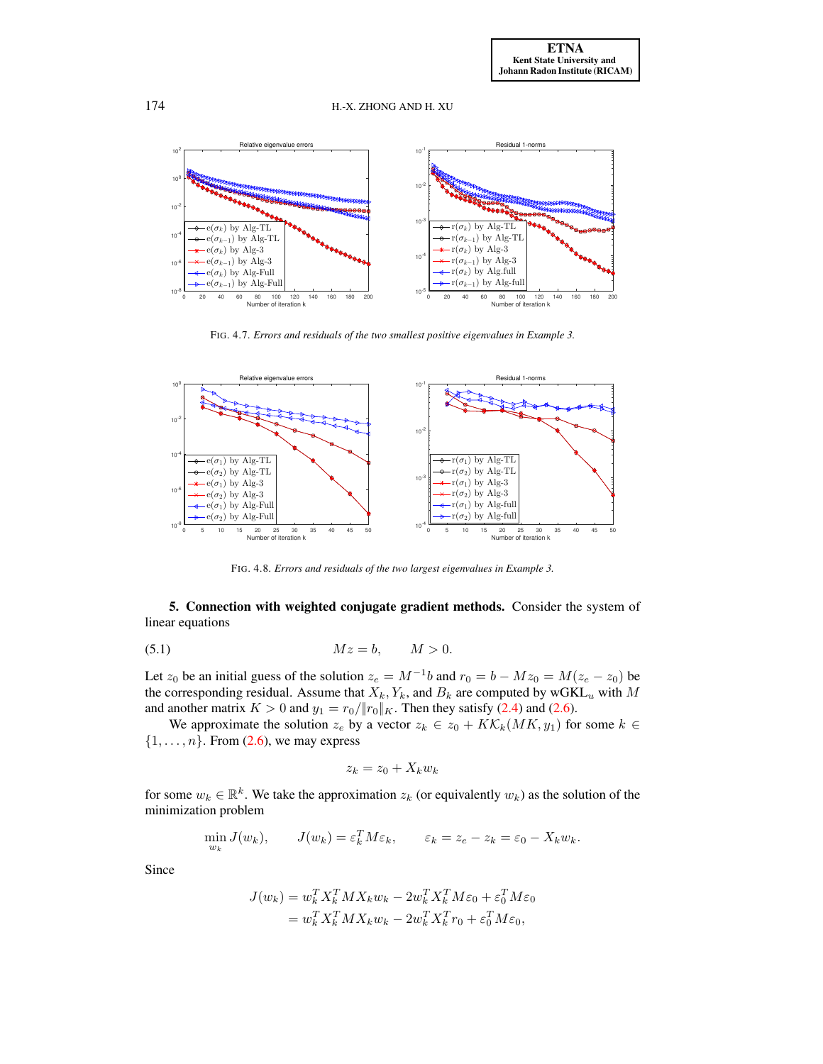FIG. 4.7. *Errors and residuals of the two smallest positive eigenvalues in Example 3.*

FIG. 4.8. *Errors and residuals of the two largest eigenvalues in Example 3.*

**5. Connection with weighted conjugate gradient methods.** Consider the system of linear equations

$$Mz = b, \qquad M > 0. \tag{5.1}$$

Let $z_0$ be an initial guess of the solution $z_e = M^{-1}b$ and $r_0 = b - Mz_0 = M(z_e - z_0)$ be the corresponding residual. Assume that $X_k, Y_k$, and $B_k$ are computed by wGKL$_u$ with $M$ and another matrix $K > 0$ and $y_1 = r_0/\|r_0\|_K$. Then they satisfy (2.4) and (2.6).

We approximate the solution $z_e$ by a vector $z_k \in z_0 + K\mathcal{K}_k(MK, y_1)$ for some $k \in \{1, \ldots, n\}$. From (2.6), we may express

$$z_k = z_0 + X_k w_k$$

for some $w_k \in \mathbb{R}^k$. We take the approximation $z_k$ (or equivalently $w_k$) as the solution of the minimization problem

$$\min_{w_k} J(w_k), \qquad J(w_k) = \varepsilon_k^T M \varepsilon_k, \qquad \varepsilon_k = z_e - z_k = \varepsilon_0 - X_k w_k.$$

Since

$$\begin{aligned} J(w_k) &= w_k^T X_k^T M X_k w_k - 2 w_k^T X_k^T M \varepsilon_0 + \varepsilon_0^T M \varepsilon_0 \\ &= w_k^T X_k^T M X_k w_k - 2 w_k^T X_k^T r_0 + \varepsilon_0^T M \varepsilon_0, \end{aligned}$$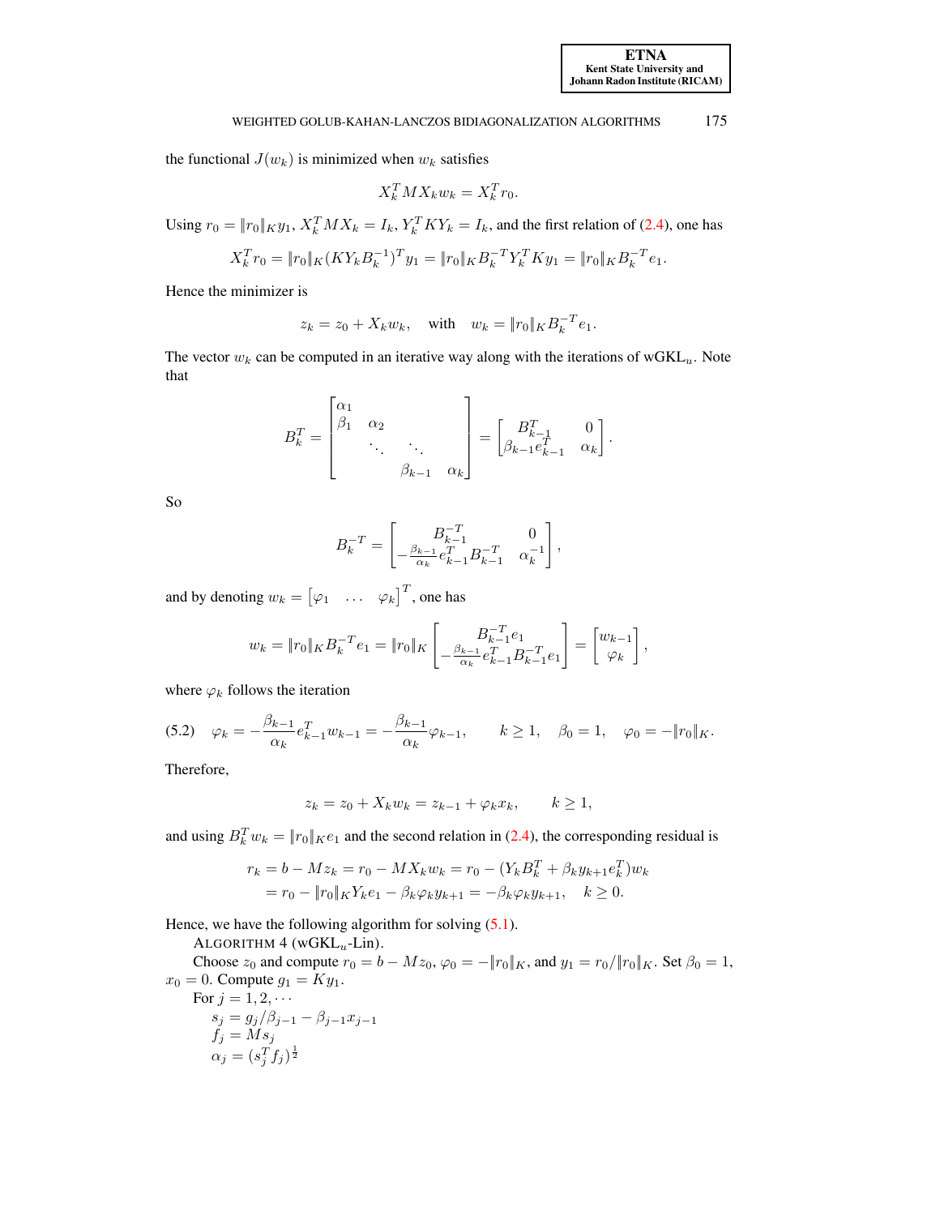the functional $J(w_k)$ is minimized when $w_k$ satisfies

$$X_k^T M X_k w_k = X_k^T r_0.$$

Using $r_0 = \|r_0\|_K y_1$, $X_k^T M X_k = I_k$, $Y_k^T K Y_k = I_k$, and the first relation of (2.4), one has

$$X_k^T r_0 = \|r_0\|_K (K Y_k B_k^{-1})^T y_1 = \|r_0\|_K B_k^{-T} Y_k^T K y_1 = \|r_0\|_K B_k^{-T} e_1.$$

Hence the minimizer is

$$z_k = z_0 + X_k w_k, \quad \text{with} \quad w_k = \|r_0\|_K B_k^{-T} e_1.$$

The vector $w_k$ can be computed in an iterative way along with the iterations of wGKL$_u$. Note that

$$B_k^T = \begin{bmatrix} \alpha_1 & & & \\ \beta_1 & \alpha_2 & & \\ & \ddots & \ddots & \\ & & \beta_{k-1} & \alpha_k \end{bmatrix} = \begin{bmatrix} B_{k-1}^T & 0 \\ \beta_{k-1} e_{k-1}^T & \alpha_k \end{bmatrix}.$$

So

$$B_k^{-T} = \begin{bmatrix} B_{k-1}^{-T} & 0 \\ -\frac{\beta_{k-1}}{\alpha_k} e_{k-1}^T B_{k-1}^{-T} & \alpha_k^{-1} \end{bmatrix},$$

and by denoting $w_k = \begin{bmatrix} \varphi_1 & \dots & \varphi_k \end{bmatrix}^T$, one has

$$w_k = \|r_0\|_K B_k^{-T} e_1 = \|r_0\|_K \begin{bmatrix} B_{k-1}^{-T} e_1 \\ -\frac{\beta_{k-1}}{\alpha_k} e_{k-1}^T B_{k-1}^{-T} e_1 \end{bmatrix} = \begin{bmatrix} w_{k-1} \\ \varphi_k \end{bmatrix},$$

where $\varphi_k$ follows the iteration

$$\varphi_k = -\frac{\beta_{k-1}}{\alpha_k} e_{k-1}^T w_{k-1} = -\frac{\beta_{k-1}}{\alpha_k} \varphi_{k-1}, \qquad k \geq 1, \quad \beta_0 = 1, \quad \varphi_0 = -\|r_0\|_K. \tag{5.2}$$

Therefore,

$$z_k = z_0 + X_k w_k = z_{k-1} + \varphi_k x_k, \qquad k \geq 1,$$

and using $B_k^T w_k = \|r_0\|_K e_1$ and the second relation in (2.4), the corresponding residual is

$$\begin{aligned} r_k = b - M z_k &= r_0 - M X_k w_k = r_0 - (Y_k B_k^T + \beta_k y_{k+1} e_k^T) w_k \\ &= r_0 - \|r_0\|_K Y_k e_1 - \beta_k \varphi_k y_{k+1} = -\beta_k \varphi_k y_{k+1}, \quad k \geq 0. \end{aligned}$$

Hence, we have the following algorithm for solving (5.1).

ALGORITHM 4 (wGKL$_u$-Lin).

Choose $z_0$ and compute $r_0 = b - M z_0$, $\varphi_0 = -\|r_0\|_K$, and $y_1 = r_0/\|r_0\|_K$. Set $\beta_0 = 1$, $x_0 = 0$. Compute $g_1 = K y_1$.

For $j = 1, 2, \cdots$

  $s_j = g_j/\beta_{j-1} - \beta_{j-1} x_{j-1}$

  $f_j = M s_j$

  $\alpha_j = (s_j^T f_j)^{\frac{1}{2}}$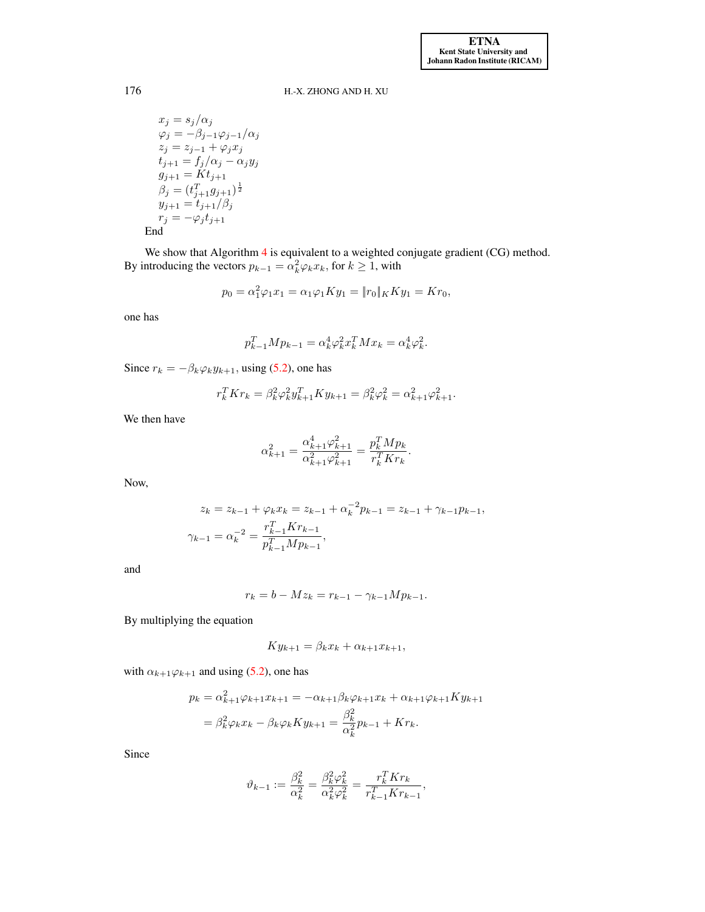$$
\begin{aligned}
&x_j = s_j/\alpha_j\\
&\varphi_j = -\beta_{j-1}\varphi_{j-1}/\alpha_j\\
&z_j = z_{j-1} + \varphi_j x_j\\
&t_{j+1} = f_j/\alpha_j - \alpha_j y_j\\
&g_{j+1} = K t_{j+1}\\
&\beta_j = (t_{j+1}^T g_{j+1})^{\frac{1}{2}}\\
&y_{j+1} = t_{j+1}/\beta_j\\
&r_j = -\varphi_j t_{j+1}
\end{aligned}
$$

End

We show that Algorithm 4 is equivalent to a weighted conjugate gradient (CG) method. By introducing the vectors $p_{k-1} = \alpha_k^2 \varphi_k x_k$, for $k \geq 1$, with

$$
p_0 = \alpha_1^2 \varphi_1 x_1 = \alpha_1 \varphi_1 K y_1 = \|r_0\|_K K y_1 = K r_0,
$$

one has

$$
p_{k-1}^T M p_{k-1} = \alpha_k^4 \varphi_k^2 x_k^T M x_k = \alpha_k^4 \varphi_k^2.
$$

Since $r_k = -\beta_k \varphi_k y_{k+1}$, using (5.2), one has

$$
r_k^T K r_k = \beta_k^2 \varphi_k^2 y_{k+1}^T K y_{k+1} = \beta_k^2 \varphi_k^2 = \alpha_{k+1}^2 \varphi_{k+1}^2.
$$

We then have

$$
\alpha_{k+1}^2 = \frac{\alpha_{k+1}^4 \varphi_{k+1}^2}{\alpha_{k+1}^2 \varphi_{k+1}^2} = \frac{p_k^T M p_k}{r_k^T K r_k}.
$$

Now,

$$
\begin{aligned}
z_k &= z_{k-1} + \varphi_k x_k = z_{k-1} + \alpha_k^{-2} p_{k-1} = z_{k-1} + \gamma_{k-1} p_{k-1},\\
\gamma_{k-1} &= \alpha_k^{-2} = \frac{r_{k-1}^T K r_{k-1}}{p_{k-1}^T M p_{k-1}},
\end{aligned}
$$

and

$$
r_k = b - M z_k = r_{k-1} - \gamma_{k-1} M p_{k-1}.
$$

By multiplying the equation

$$
K y_{k+1} = \beta_k x_k + \alpha_{k+1} x_{k+1},
$$

with $\alpha_{k+1}\varphi_{k+1}$ and using (5.2), one has

$$
\begin{aligned}
p_k &= \alpha_{k+1}^2 \varphi_{k+1} x_{k+1} = -\alpha_{k+1}\beta_k \varphi_{k+1} x_k + \alpha_{k+1}\varphi_{k+1} K y_{k+1}\\
&= \beta_k^2 \varphi_k x_k - \beta_k \varphi_k K y_{k+1} = \frac{\beta_k^2}{\alpha_k^2} p_{k-1} + K r_k.
\end{aligned}
$$

Since

$$
\vartheta_{k-1} := \frac{\beta_k^2}{\alpha_k^2} = \frac{\beta_k^2 \varphi_k^2}{\alpha_k^2 \varphi_k^2} = \frac{r_k^T K r_k}{r_{k-1}^T K r_{k-1}},
$$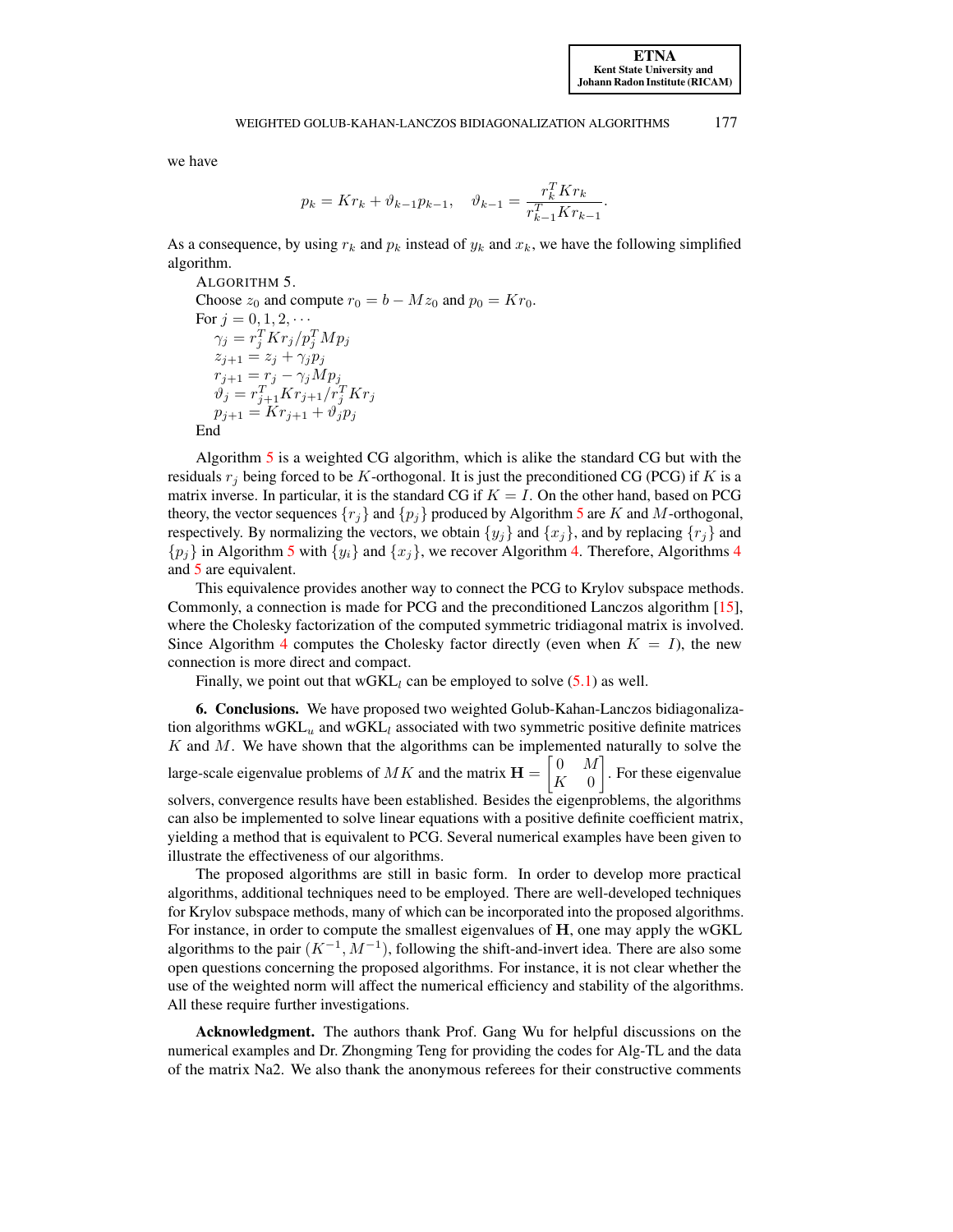we have

$$p_k = Kr_k + \vartheta_{k-1} p_{k-1}, \quad \vartheta_{k-1} = \frac{r_k^T K r_k}{r_{k-1}^T K r_{k-1}}.$$

As a consequence, by using $r_k$ and $p_k$ instead of $y_k$ and $x_k$, we have the following simplified algorithm.

ALGORITHM 5.
Choose $z_0$ and compute $r_0 = b - Mz_0$ and $p_0 = Kr_0$.
For $j = 0, 1, 2, \cdots$
  $\gamma_j = r_j^T K r_j / p_j^T M p_j$
  $z_{j+1} = z_j + \gamma_j p_j$
  $r_{j+1} = r_j - \gamma_j M p_j$
  $\vartheta_j = r_{j+1}^T K r_{j+1} / r_j^T K r_j$
  $p_{j+1} = K r_{j+1} + \vartheta_j p_j$
End

Algorithm 5 is a weighted CG algorithm, which is alike the standard CG but with the residuals $r_j$ being forced to be $K$-orthogonal. It is just the preconditioned CG (PCG) if $K$ is a matrix inverse. In particular, it is the standard CG if $K = I$. On the other hand, based on PCG theory, the vector sequences $\{r_j\}$ and $\{p_j\}$ produced by Algorithm 5 are $K$ and $M$-orthogonal, respectively. By normalizing the vectors, we obtain $\{y_j\}$ and $\{x_j\}$, and by replacing $\{r_j\}$ and $\{p_j\}$ in Algorithm 5 with $\{y_i\}$ and $\{x_i\}$, we recover Algorithm 4. Therefore, Algorithms 4 and 5 are equivalent.

This equivalence provides another way to connect the PCG to Krylov subspace methods. Commonly, a connection is made for PCG and the preconditioned Lanczos algorithm [15], where the Cholesky factorization of the computed symmetric tridiagonal matrix is involved. Since Algorithm 4 computes the Cholesky factor directly (even when $K = I$), the new connection is more direct and compact.

Finally, we point out that wGKL$_l$ can be employed to solve (5.1) as well.

**6. Conclusions.** We have proposed two weighted Golub-Kahan-Lanczos bidiagonalization algorithms wGKL$_u$ and wGKL$_l$ associated with two symmetric positive definite matrices $K$ and $M$. We have shown that the algorithms can be implemented naturally to solve the large-scale eigenvalue problems of $MK$ and the matrix $\mathbf{H} = \begin{bmatrix} 0 & M \\ K & 0 \end{bmatrix}$. For these eigenvalue solvers, convergence results have been established. Besides the eigenproblems, the algorithms can also be implemented to solve linear equations with a positive definite coefficient matrix, yielding a method that is equivalent to PCG. Several numerical examples have been given to illustrate the effectiveness of our algorithms.

The proposed algorithms are still in basic form. In order to develop more practical algorithms, additional techniques need to be employed. There are well-developed techniques for Krylov subspace methods, many of which can be incorporated into the proposed algorithms. For instance, in order to compute the smallest eigenvalues of $\mathbf{H}$, one may apply the wGKL algorithms to the pair $(K^{-1}, M^{-1})$, following the shift-and-invert idea. There are also some open questions concerning the proposed algorithms. For instance, it is not clear whether the use of the weighted norm will affect the numerical efficiency and stability of the algorithms. All these require further investigations.

**Acknowledgment.** The authors thank Prof. Gang Wu for helpful discussions on the numerical examples and Dr. Zhongming Teng for providing the codes for Alg-TL and the data of the matrix Na2. We also thank the anonymous referees for their constructive comments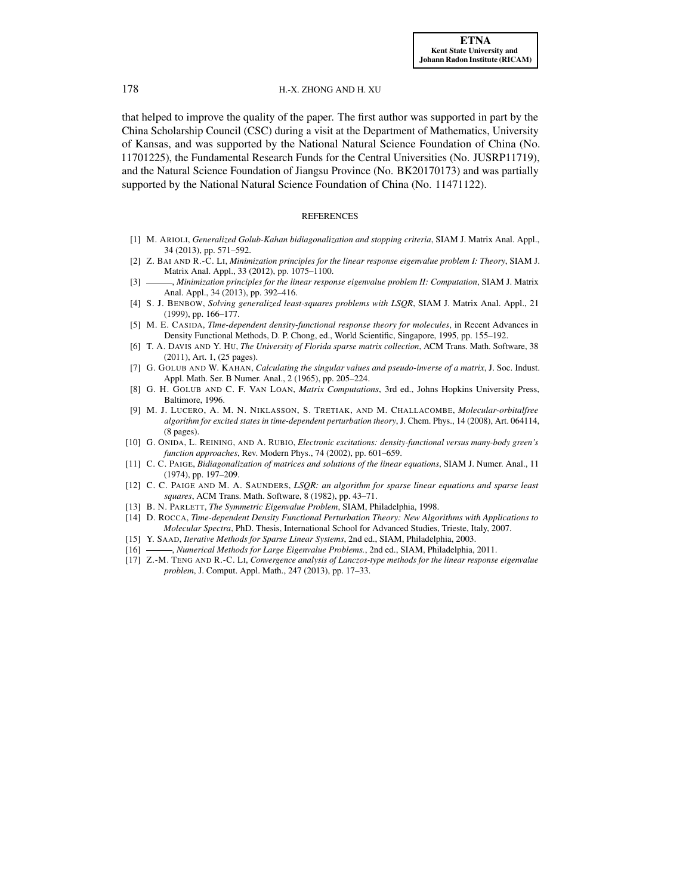that helped to improve the quality of the paper. The first author was supported in part by the China Scholarship Council (CSC) during a visit at the Department of Mathematics, University of Kansas, and was supported by the National Natural Science Foundation of China (No. 11701225), the Fundamental Research Funds for the Central Universities (No. JUSRP11719), and the Natural Science Foundation of Jiangsu Province (No. BK20170173) and was partially supported by the National Natural Science Foundation of China (No. 11471122).

## REFERENCES

[1] M. ARIOLI, *Generalized Golub-Kahan bidiagonalization and stopping criteria*, SIAM J. Matrix Anal. Appl., 34 (2013), pp. 571–592.

[2] Z. BAI AND R.-C. LI, *Minimization principles for the linear response eigenvalue problem I: Theory*, SIAM J. Matrix Anal. Appl., 33 (2012), pp. 1075–1100.

[3] ———, *Minimization principles for the linear response eigenvalue problem II: Computation*, SIAM J. Matrix Anal. Appl., 34 (2013), pp. 392–416.

[4] S. J. BENBOW, *Solving generalized least-squares problems with LSQR*, SIAM J. Matrix Anal. Appl., 21 (1999), pp. 166–177.

[5] M. E. CASIDA, *Time-dependent density-functional response theory for molecules*, in Recent Advances in Density Functional Methods, D. P. Chong, ed., World Scientific, Singapore, 1995, pp. 155–192.

[6] T. A. DAVIS AND Y. HU, *The University of Florida sparse matrix collection*, ACM Trans. Math. Software, 38 (2011), Art. 1, (25 pages).

[7] G. GOLUB AND W. KAHAN, *Calculating the singular values and pseudo-inverse of a matrix*, J. Soc. Indust. Appl. Math. Ser. B Numer. Anal., 2 (1965), pp. 205–224.

[8] G. H. GOLUB AND C. F. VAN LOAN, *Matrix Computations*, 3rd ed., Johns Hopkins University Press, Baltimore, 1996.

[9] M. J. LUCERO, A. M. N. NIKLASSON, S. TRETIAK, AND M. CHALLACOMBE, *Molecular-orbitalfree algorithm for excited states in time-dependent perturbation theory*, J. Chem. Phys., 14 (2008), Art. 064114, (8 pages).

[10] G. ONIDA, L. REINING, AND A. RUBIO, *Electronic excitations: density-functional versus many-body green's function approaches*, Rev. Modern Phys., 74 (2002), pp. 601–659.

[11] C. C. PAIGE, *Bidiagonalization of matrices and solutions of the linear equations*, SIAM J. Numer. Anal., 11 (1974), pp. 197–209.

[12] C. C. PAIGE AND M. A. SAUNDERS, *LSQR: an algorithm for sparse linear equations and sparse least squares*, ACM Trans. Math. Software, 8 (1982), pp. 43–71.

[13] B. N. PARLETT, *The Symmetric Eigenvalue Problem*, SIAM, Philadelphia, 1998.

[14] D. ROCCA, *Time-dependent Density Functional Perturbation Theory: New Algorithms with Applications to Molecular Spectra*, PhD. Thesis, International School for Advanced Studies, Trieste, Italy, 2007.

[15] Y. SAAD, *Iterative Methods for Sparse Linear Systems*, 2nd ed., SIAM, Philadelphia, 2003.

[16] ———, *Numerical Methods for Large Eigenvalue Problems.*, 2nd ed., SIAM, Philadelphia, 2011.

[17] Z.-M. TENG AND R.-C. LI, *Convergence analysis of Lanczos-type methods for the linear response eigenvalue problem*, J. Comput. Appl. Math., 247 (2013), pp. 17–33.